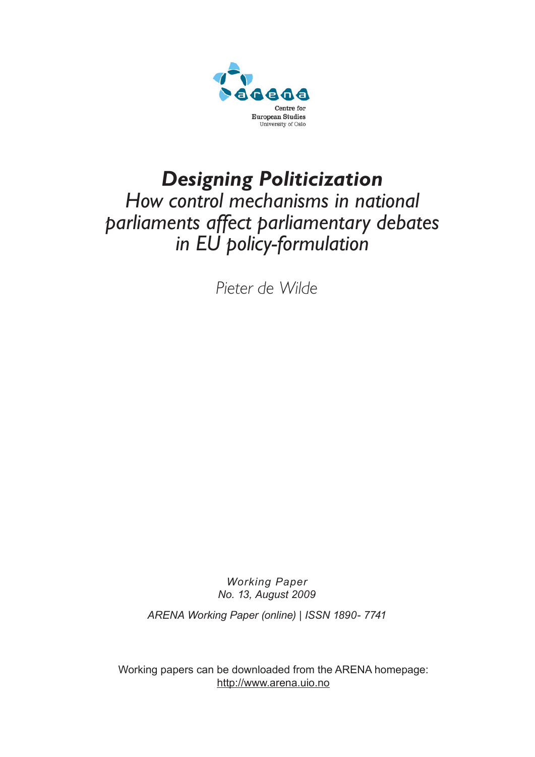Centre for
European Studies
University of Oslo

# *Designing Politicization*

## *How control mechanisms in national parliaments affect parliamentary debates in EU policy-formulation*

*Pieter de Wilde*

*Working Paper*
*No. 13, August 2009*

*ARENA Working Paper (online) | ISSN 1890- 7741*

Working papers can be downloaded from the ARENA homepage:
http://www.arena.uio.no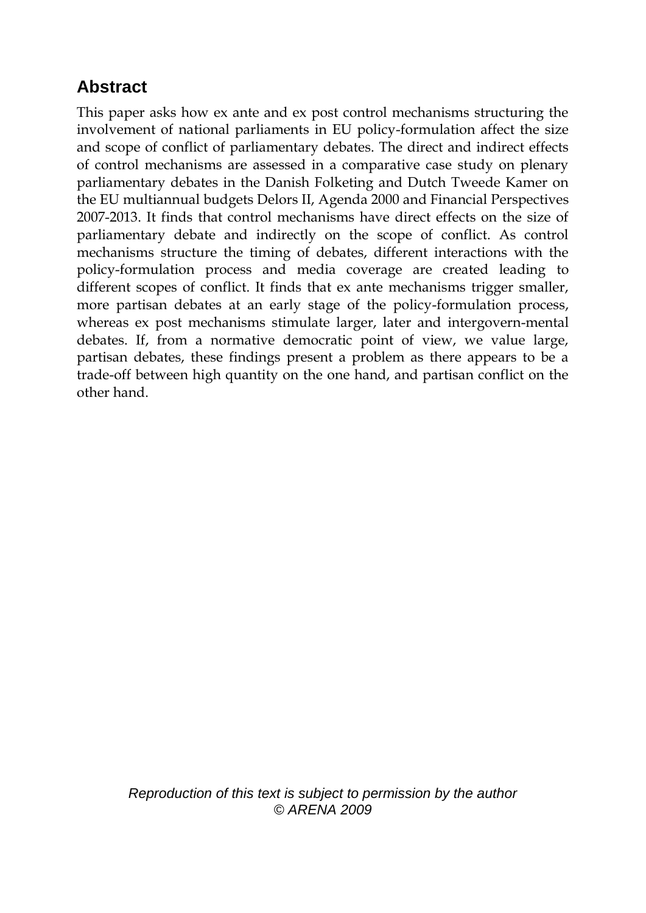## Abstract

This paper asks how ex ante and ex post control mechanisms structuring the involvement of national parliaments in EU policy-formulation affect the size and scope of conflict of parliamentary debates. The direct and indirect effects of control mechanisms are assessed in a comparative case study on plenary parliamentary debates in the Danish Folketing and Dutch Tweede Kamer on the EU multiannual budgets Delors II, Agenda 2000 and Financial Perspectives 2007-2013. It finds that control mechanisms have direct effects on the size of parliamentary debate and indirectly on the scope of conflict. As control mechanisms structure the timing of debates, different interactions with the policy-formulation process and media coverage are created leading to different scopes of conflict. It finds that ex ante mechanisms trigger smaller, more partisan debates at an early stage of the policy-formulation process, whereas ex post mechanisms stimulate larger, later and intergovern-mental debates. If, from a normative democratic point of view, we value large, partisan debates, these findings present a problem as there appears to be a trade-off between high quantity on the one hand, and partisan conflict on the other hand.

*Reproduction of this text is subject to permission by the author*
*© ARENA 2009*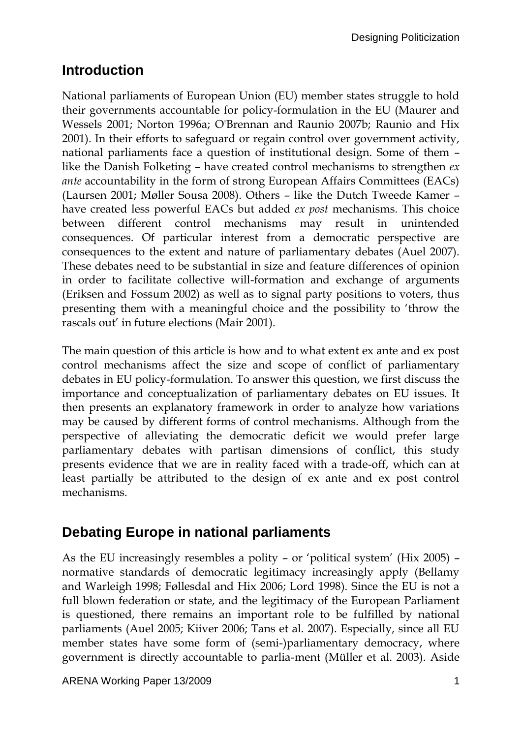## Introduction

National parliaments of European Union (EU) member states struggle to hold their governments accountable for policy-formulation in the EU (Maurer and Wessels 2001; Norton 1996a; O'Brennan and Raunio 2007b; Raunio and Hix 2001). In their efforts to safeguard or regain control over government activity, national parliaments face a question of institutional design. Some of them – like the Danish Folketing – have created control mechanisms to strengthen *ex ante* accountability in the form of strong European Affairs Committees (EACs) (Laursen 2001; Møller Sousa 2008). Others – like the Dutch Tweede Kamer – have created less powerful EACs but added *ex post* mechanisms. This choice between different control mechanisms may result in unintended consequences. Of particular interest from a democratic perspective are consequences to the extent and nature of parliamentary debates (Auel 2007). These debates need to be substantial in size and feature differences of opinion in order to facilitate collective will-formation and exchange of arguments (Eriksen and Fossum 2002) as well as to signal party positions to voters, thus presenting them with a meaningful choice and the possibility to 'throw the rascals out' in future elections (Mair 2001).

The main question of this article is how and to what extent ex ante and ex post control mechanisms affect the size and scope of conflict of parliamentary debates in EU policy-formulation. To answer this question, we first discuss the importance and conceptualization of parliamentary debates on EU issues. It then presents an explanatory framework in order to analyze how variations may be caused by different forms of control mechanisms. Although from the perspective of alleviating the democratic deficit we would prefer large parliamentary debates with partisan dimensions of conflict, this study presents evidence that we are in reality faced with a trade-off, which can at least partially be attributed to the design of ex ante and ex post control mechanisms.

## Debating Europe in national parliaments

As the EU increasingly resembles a polity – or 'political system' (Hix 2005) – normative standards of democratic legitimacy increasingly apply (Bellamy and Warleigh 1998; Føllesdal and Hix 2006; Lord 1998). Since the EU is not a full blown federation or state, and the legitimacy of the European Parliament is questioned, there remains an important role to be fulfilled by national parliaments (Auel 2005; Kiiver 2006; Tans et al. 2007). Especially, since all EU member states have some form of (semi-)parliamentary democracy, where government is directly accountable to parlia-ment (Müller et al. 2003). Aside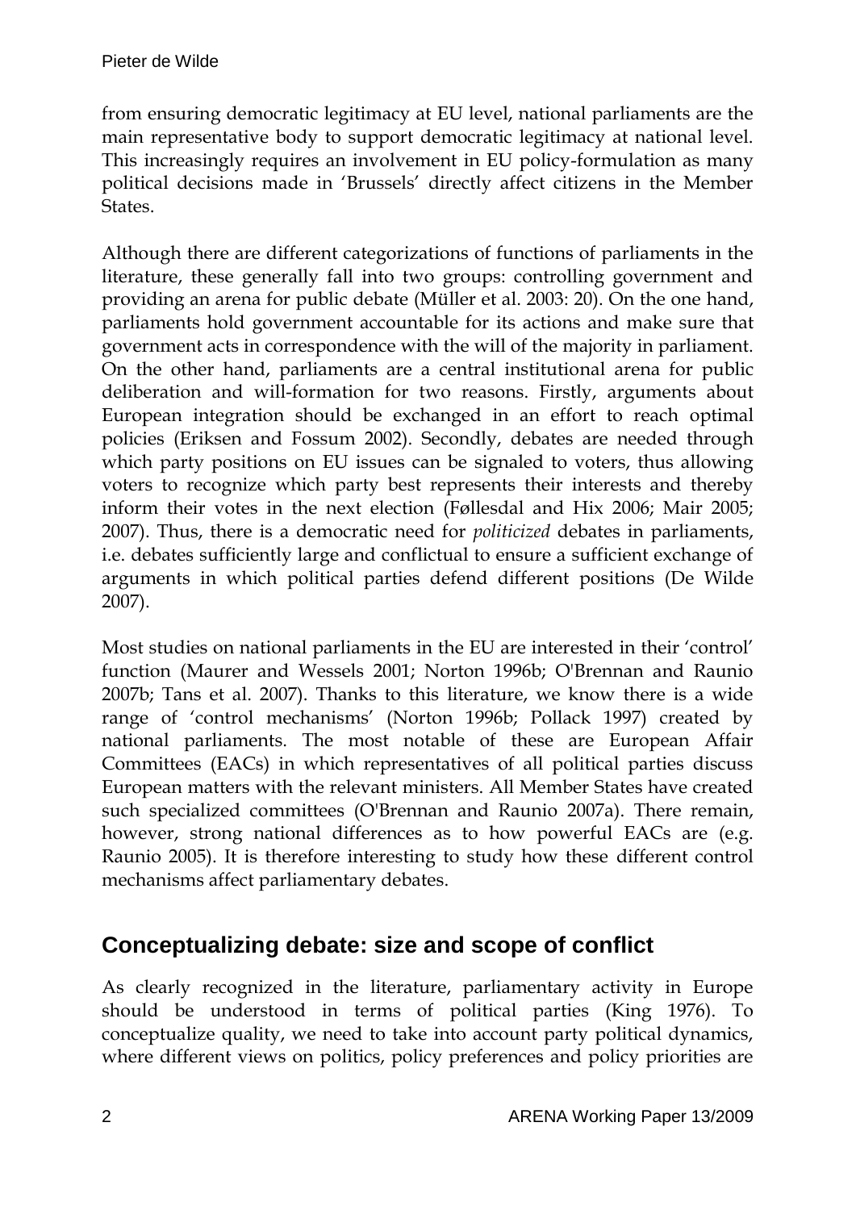from ensuring democratic legitimacy at EU level, national parliaments are the main representative body to support democratic legitimacy at national level. This increasingly requires an involvement in EU policy-formulation as many political decisions made in 'Brussels' directly affect citizens in the Member States.

Although there are different categorizations of functions of parliaments in the literature, these generally fall into two groups: controlling government and providing an arena for public debate (Müller et al. 2003: 20). On the one hand, parliaments hold government accountable for its actions and make sure that government acts in correspondence with the will of the majority in parliament. On the other hand, parliaments are a central institutional arena for public deliberation and will-formation for two reasons. Firstly, arguments about European integration should be exchanged in an effort to reach optimal policies (Eriksen and Fossum 2002). Secondly, debates are needed through which party positions on EU issues can be signaled to voters, thus allowing voters to recognize which party best represents their interests and thereby inform their votes in the next election (Føllesdal and Hix 2006; Mair 2005; 2007). Thus, there is a democratic need for *politicized* debates in parliaments, i.e. debates sufficiently large and conflictual to ensure a sufficient exchange of arguments in which political parties defend different positions (De Wilde 2007).

Most studies on national parliaments in the EU are interested in their 'control' function (Maurer and Wessels 2001; Norton 1996b; O'Brennan and Raunio 2007b; Tans et al. 2007). Thanks to this literature, we know there is a wide range of 'control mechanisms' (Norton 1996b; Pollack 1997) created by national parliaments. The most notable of these are European Affair Committees (EACs) in which representatives of all political parties discuss European matters with the relevant ministers. All Member States have created such specialized committees (O'Brennan and Raunio 2007a). There remain, however, strong national differences as to how powerful EACs are (e.g. Raunio 2005). It is therefore interesting to study how these different control mechanisms affect parliamentary debates.

## Conceptualizing debate: size and scope of conflict

As clearly recognized in the literature, parliamentary activity in Europe should be understood in terms of political parties (King 1976). To conceptualize quality, we need to take into account party political dynamics, where different views on politics, policy preferences and policy priorities are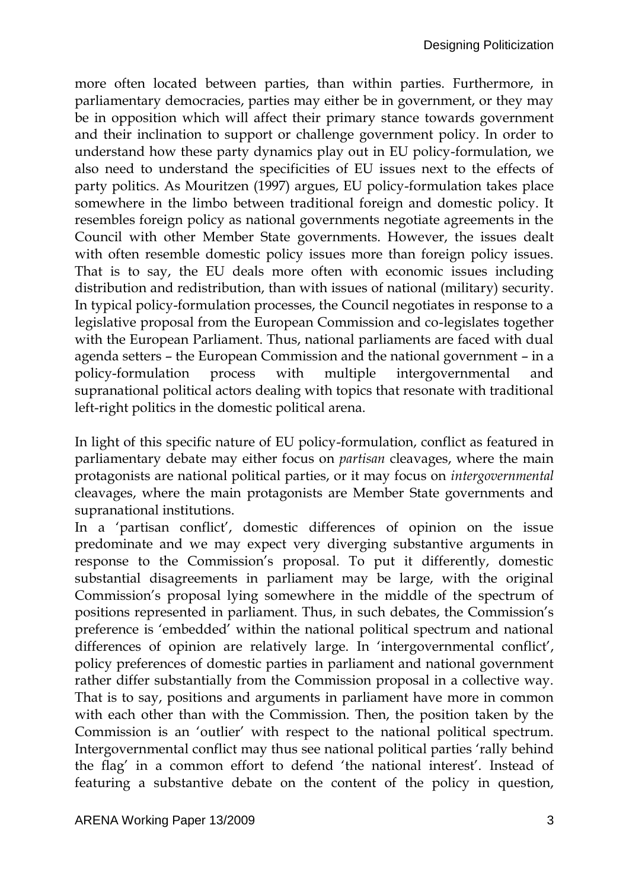more often located between parties, than within parties. Furthermore, in parliamentary democracies, parties may either be in government, or they may be in opposition which will affect their primary stance towards government and their inclination to support or challenge government policy. In order to understand how these party dynamics play out in EU policy-formulation, we also need to understand the specificities of EU issues next to the effects of party politics. As Mouritzen (1997) argues, EU policy-formulation takes place somewhere in the limbo between traditional foreign and domestic policy. It resembles foreign policy as national governments negotiate agreements in the Council with other Member State governments. However, the issues dealt with often resemble domestic policy issues more than foreign policy issues. That is to say, the EU deals more often with economic issues including distribution and redistribution, than with issues of national (military) security. In typical policy-formulation processes, the Council negotiates in response to a legislative proposal from the European Commission and co-legislates together with the European Parliament. Thus, national parliaments are faced with dual agenda setters – the European Commission and the national government – in a policy-formulation process with multiple intergovernmental and supranational political actors dealing with topics that resonate with traditional left-right politics in the domestic political arena.

In light of this specific nature of EU policy-formulation, conflict as featured in parliamentary debate may either focus on *partisan* cleavages, where the main protagonists are national political parties, or it may focus on *intergovernmental* cleavages, where the main protagonists are Member State governments and supranational institutions.

In a 'partisan conflict', domestic differences of opinion on the issue predominate and we may expect very diverging substantive arguments in response to the Commission's proposal. To put it differently, domestic substantial disagreements in parliament may be large, with the original Commission's proposal lying somewhere in the middle of the spectrum of positions represented in parliament. Thus, in such debates, the Commission's preference is 'embedded' within the national political spectrum and national differences of opinion are relatively large. In 'intergovernmental conflict', policy preferences of domestic parties in parliament and national government rather differ substantially from the Commission proposal in a collective way. That is to say, positions and arguments in parliament have more in common with each other than with the Commission. Then, the position taken by the Commission is an 'outlier' with respect to the national political spectrum. Intergovernmental conflict may thus see national political parties 'rally behind the flag' in a common effort to defend 'the national interest'. Instead of featuring a substantive debate on the content of the policy in question,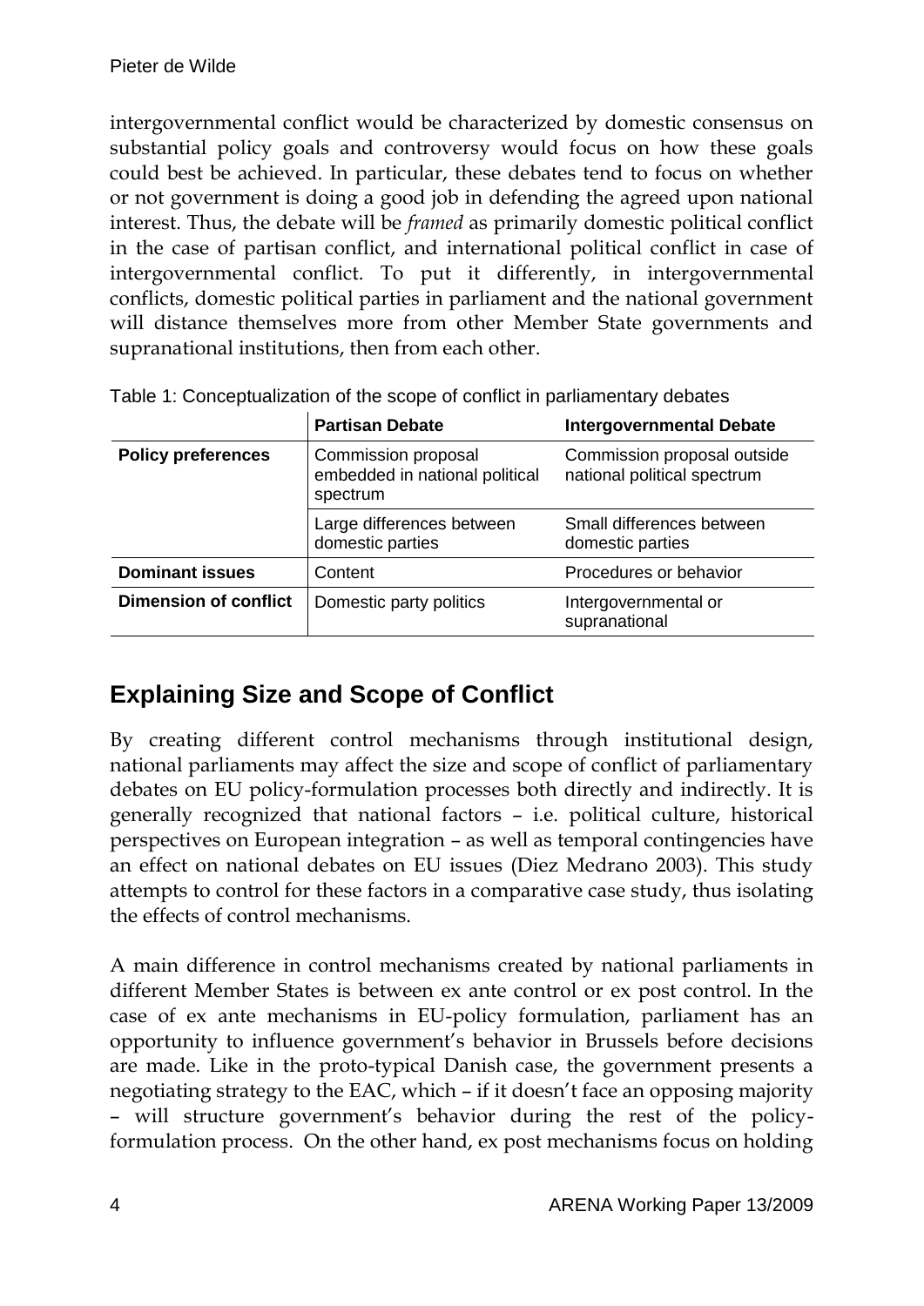intergovernmental conflict would be characterized by domestic consensus on substantial policy goals and controversy would focus on how these goals could best be achieved. In particular, these debates tend to focus on whether or not government is doing a good job in defending the agreed upon national interest. Thus, the debate will be *framed* as primarily domestic political conflict in the case of partisan conflict, and international political conflict in case of intergovernmental conflict. To put it differently, in intergovernmental conflicts, domestic political parties in parliament and the national government will distance themselves more from other Member State governments and supranational institutions, then from each other.

Table 1: Conceptualization of the scope of conflict in parliamentary debates

| | **Partisan Debate** | **Intergovernmental Debate** |
|---|---|---|
| **Policy preferences** | Commission proposal embedded in national political spectrum | Commission proposal outside national political spectrum |
| | Large differences between domestic parties | Small differences between domestic parties |
| **Dominant issues** | Content | Procedures or behavior |
| **Dimension of conflict** | Domestic party politics | Intergovernmental or supranational |

## Explaining Size and Scope of Conflict

By creating different control mechanisms through institutional design, national parliaments may affect the size and scope of conflict of parliamentary debates on EU policy-formulation processes both directly and indirectly. It is generally recognized that national factors – i.e. political culture, historical perspectives on European integration – as well as temporal contingencies have an effect on national debates on EU issues (Diez Medrano 2003). This study attempts to control for these factors in a comparative case study, thus isolating the effects of control mechanisms.

A main difference in control mechanisms created by national parliaments in different Member States is between ex ante control or ex post control. In the case of ex ante mechanisms in EU-policy formulation, parliament has an opportunity to influence government's behavior in Brussels before decisions are made. Like in the proto-typical Danish case, the government presents a negotiating strategy to the EAC, which – if it doesn't face an opposing majority – will structure government's behavior during the rest of the policy-formulation process. On the other hand, ex post mechanisms focus on holding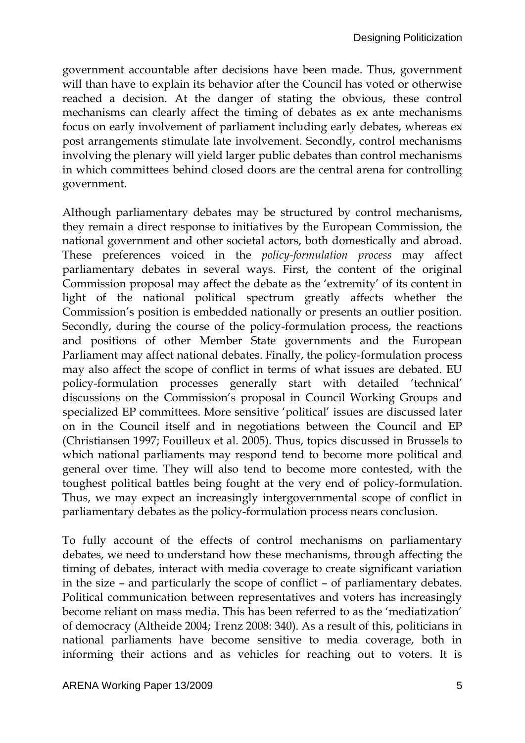government accountable after decisions have been made. Thus, government will than have to explain its behavior after the Council has voted or otherwise reached a decision. At the danger of stating the obvious, these control mechanisms can clearly affect the timing of debates as ex ante mechanisms focus on early involvement of parliament including early debates, whereas ex post arrangements stimulate late involvement. Secondly, control mechanisms involving the plenary will yield larger public debates than control mechanisms in which committees behind closed doors are the central arena for controlling government.

Although parliamentary debates may be structured by control mechanisms, they remain a direct response to initiatives by the European Commission, the national government and other societal actors, both domestically and abroad. These preferences voiced in the *policy-formulation process* may affect parliamentary debates in several ways. First, the content of the original Commission proposal may affect the debate as the 'extremity' of its content in light of the national political spectrum greatly affects whether the Commission's position is embedded nationally or presents an outlier position. Secondly, during the course of the policy-formulation process, the reactions and positions of other Member State governments and the European Parliament may affect national debates. Finally, the policy-formulation process may also affect the scope of conflict in terms of what issues are debated. EU policy-formulation processes generally start with detailed 'technical' discussions on the Commission's proposal in Council Working Groups and specialized EP committees. More sensitive 'political' issues are discussed later on in the Council itself and in negotiations between the Council and EP (Christiansen 1997; Fouilleux et al. 2005). Thus, topics discussed in Brussels to which national parliaments may respond tend to become more political and general over time. They will also tend to become more contested, with the toughest political battles being fought at the very end of policy-formulation. Thus, we may expect an increasingly intergovernmental scope of conflict in parliamentary debates as the policy-formulation process nears conclusion.

To fully account of the effects of control mechanisms on parliamentary debates, we need to understand how these mechanisms, through affecting the timing of debates, interact with media coverage to create significant variation in the size – and particularly the scope of conflict – of parliamentary debates. Political communication between representatives and voters has increasingly become reliant on mass media. This has been referred to as the 'mediatization' of democracy (Altheide 2004; Trenz 2008: 340). As a result of this, politicians in national parliaments have become sensitive to media coverage, both in informing their actions and as vehicles for reaching out to voters. It is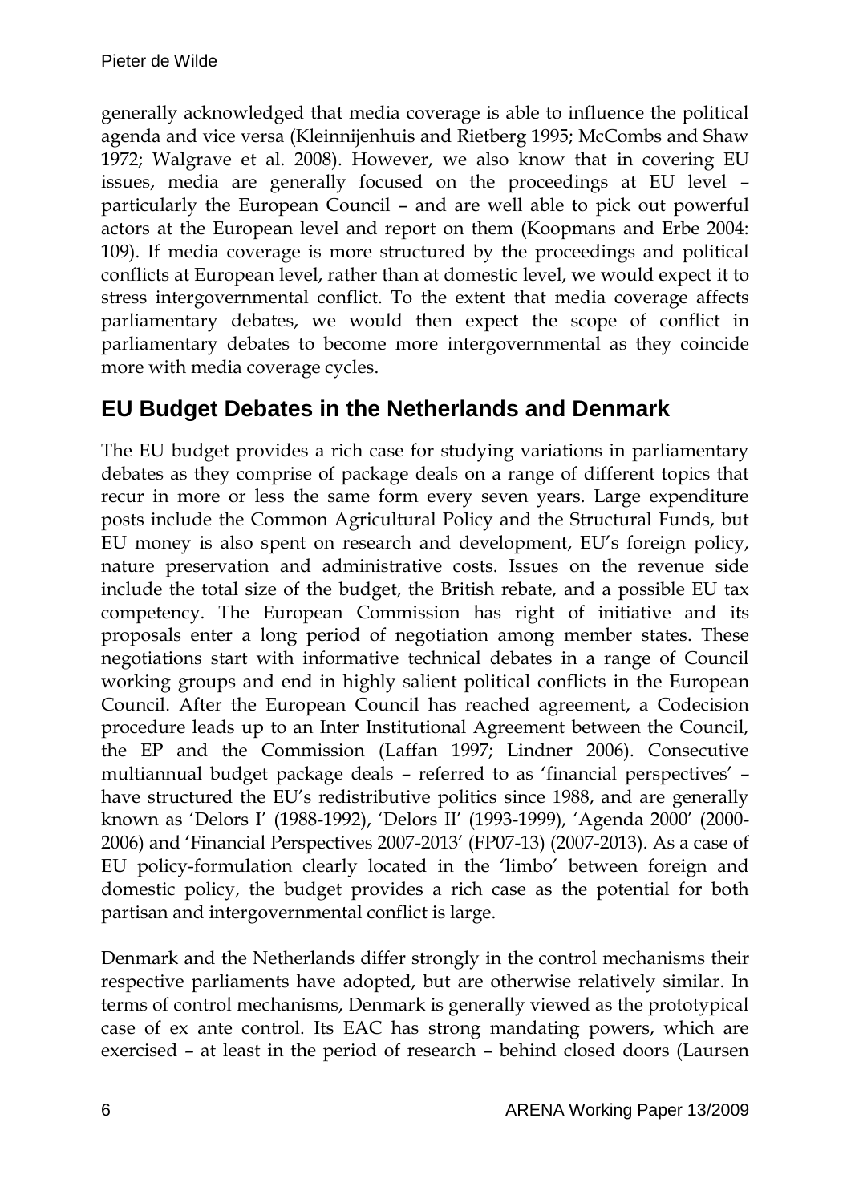generally acknowledged that media coverage is able to influence the political agenda and vice versa (Kleinnijenhuis and Rietberg 1995; McCombs and Shaw 1972; Walgrave et al. 2008). However, we also know that in covering EU issues, media are generally focused on the proceedings at EU level – particularly the European Council – and are well able to pick out powerful actors at the European level and report on them (Koopmans and Erbe 2004: 109). If media coverage is more structured by the proceedings and political conflicts at European level, rather than at domestic level, we would expect it to stress intergovernmental conflict. To the extent that media coverage affects parliamentary debates, we would then expect the scope of conflict in parliamentary debates to become more intergovernmental as they coincide more with media coverage cycles.

## EU Budget Debates in the Netherlands and Denmark

The EU budget provides a rich case for studying variations in parliamentary debates as they comprise of package deals on a range of different topics that recur in more or less the same form every seven years. Large expenditure posts include the Common Agricultural Policy and the Structural Funds, but EU money is also spent on research and development, EU's foreign policy, nature preservation and administrative costs. Issues on the revenue side include the total size of the budget, the British rebate, and a possible EU tax competency. The European Commission has right of initiative and its proposals enter a long period of negotiation among member states. These negotiations start with informative technical debates in a range of Council working groups and end in highly salient political conflicts in the European Council. After the European Council has reached agreement, a Codecision procedure leads up to an Inter Institutional Agreement between the Council, the EP and the Commission (Laffan 1997; Lindner 2006). Consecutive multiannual budget package deals – referred to as 'financial perspectives' – have structured the EU's redistributive politics since 1988, and are generally known as 'Delors I' (1988-1992), 'Delors II' (1993-1999), 'Agenda 2000' (2000-2006) and 'Financial Perspectives 2007-2013' (FP07-13) (2007-2013). As a case of EU policy-formulation clearly located in the 'limbo' between foreign and domestic policy, the budget provides a rich case as the potential for both partisan and intergovernmental conflict is large.

Denmark and the Netherlands differ strongly in the control mechanisms their respective parliaments have adopted, but are otherwise relatively similar. In terms of control mechanisms, Denmark is generally viewed as the prototypical case of ex ante control. Its EAC has strong mandating powers, which are exercised – at least in the period of research – behind closed doors (Laursen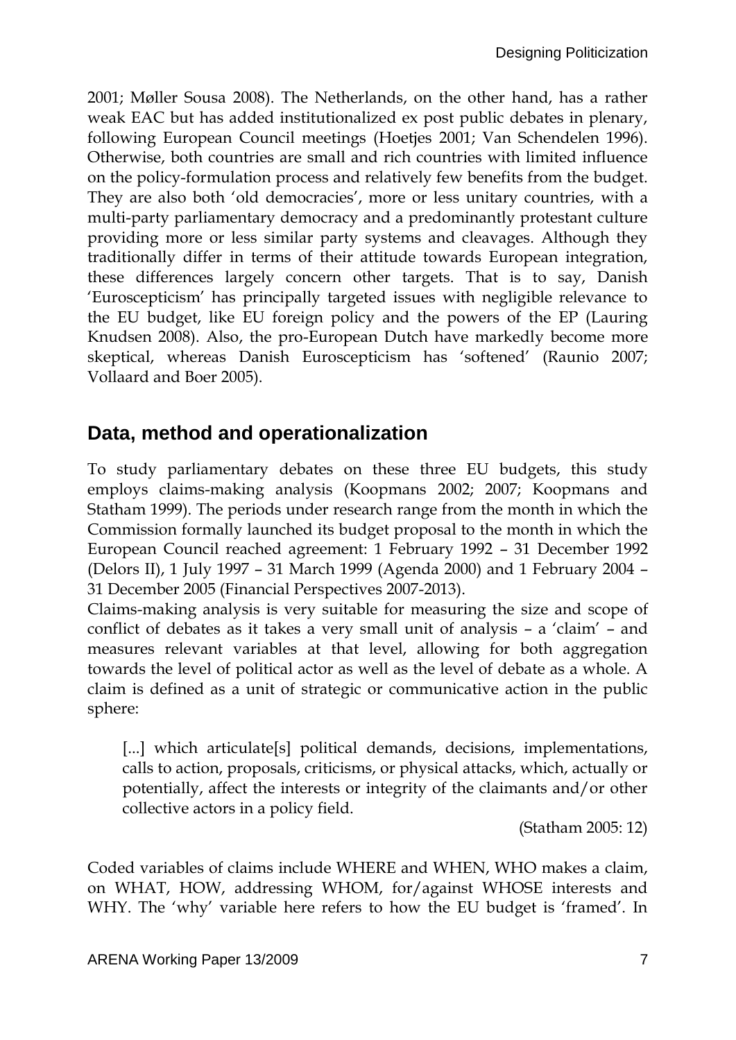2001; Møller Sousa 2008). The Netherlands, on the other hand, has a rather weak EAC but has added institutionalized ex post public debates in plenary, following European Council meetings (Hoetjes 2001; Van Schendelen 1996). Otherwise, both countries are small and rich countries with limited influence on the policy-formulation process and relatively few benefits from the budget. They are also both 'old democracies', more or less unitary countries, with a multi-party parliamentary democracy and a predominantly protestant culture providing more or less similar party systems and cleavages. Although they traditionally differ in terms of their attitude towards European integration, these differences largely concern other targets. That is to say, Danish 'Euroscepticism' has principally targeted issues with negligible relevance to the EU budget, like EU foreign policy and the powers of the EP (Lauring Knudsen 2008). Also, the pro-European Dutch have markedly become more skeptical, whereas Danish Euroscepticism has 'softened' (Raunio 2007; Vollaard and Boer 2005).

## Data, method and operationalization

To study parliamentary debates on these three EU budgets, this study employs claims-making analysis (Koopmans 2002; 2007; Koopmans and Statham 1999). The periods under research range from the month in which the Commission formally launched its budget proposal to the month in which the European Council reached agreement: 1 February 1992 – 31 December 1992 (Delors II), 1 July 1997 – 31 March 1999 (Agenda 2000) and 1 February 2004 – 31 December 2005 (Financial Perspectives 2007-2013).

Claims-making analysis is very suitable for measuring the size and scope of conflict of debates as it takes a very small unit of analysis – a 'claim' – and measures relevant variables at that level, allowing for both aggregation towards the level of political actor as well as the level of debate as a whole. A claim is defined as a unit of strategic or communicative action in the public sphere:

> [...] which articulate[s] political demands, decisions, implementations, calls to action, proposals, criticisms, or physical attacks, which, actually or potentially, affect the interests or integrity of the claimants and/or other collective actors in a policy field.
>
> (Statham 2005: 12)

Coded variables of claims include WHERE and WHEN, WHO makes a claim, on WHAT, HOW, addressing WHOM, for/against WHOSE interests and WHY. The 'why' variable here refers to how the EU budget is 'framed'. In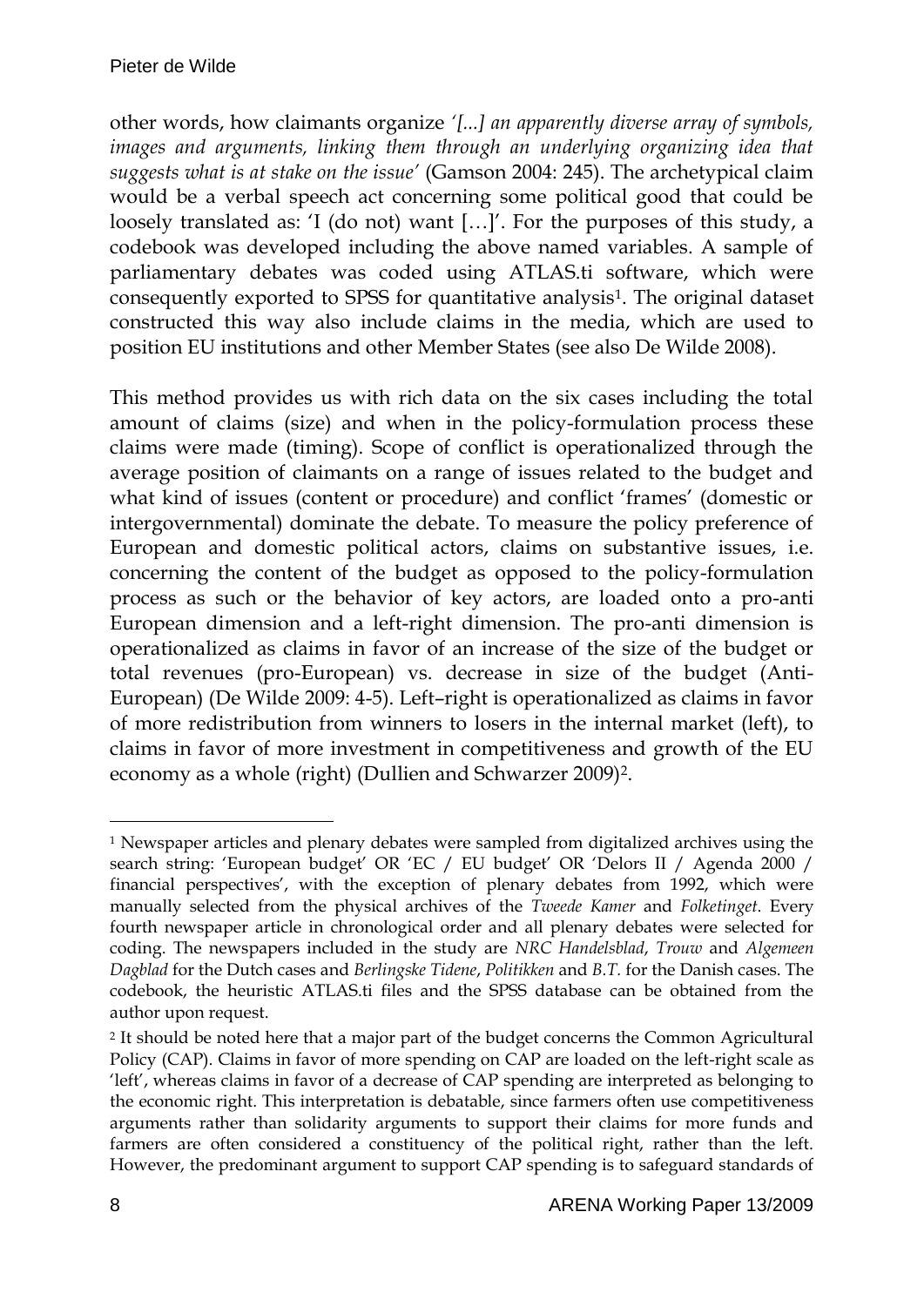other words, how claimants organize *'[...] an apparently diverse array of symbols, images and arguments, linking them through an underlying organizing idea that suggests what is at stake on the issue'* (Gamson 2004: 245). The archetypical claim would be a verbal speech act concerning some political good that could be loosely translated as: 'I (do not) want […]'. For the purposes of this study, a codebook was developed including the above named variables. A sample of parliamentary debates was coded using ATLAS.ti software, which were consequently exported to SPSS for quantitative analysis[1]. The original dataset constructed this way also include claims in the media, which are used to position EU institutions and other Member States (see also De Wilde 2008).

This method provides us with rich data on the six cases including the total amount of claims (size) and when in the policy-formulation process these claims were made (timing). Scope of conflict is operationalized through the average position of claimants on a range of issues related to the budget and what kind of issues (content or procedure) and conflict 'frames' (domestic or intergovernmental) dominate the debate. To measure the policy preference of European and domestic political actors, claims on substantive issues, i.e. concerning the content of the budget as opposed to the policy-formulation process as such or the behavior of key actors, are loaded onto a pro-anti European dimension and a left-right dimension. The pro-anti dimension is operationalized as claims in favor of an increase of the size of the budget or total revenues (pro-European) vs. decrease in size of the budget (Anti-European) (De Wilde 2009: 4-5). Left–right is operationalized as claims in favor of more redistribution from winners to losers in the internal market (left), to claims in favor of more investment in competitiveness and growth of the EU economy as a whole (right) (Dullien and Schwarzer 2009)[2].

---

[1] Newspaper articles and plenary debates were sampled from digitalized archives using the search string: 'European budget' OR 'EC / EU budget' OR 'Delors II / Agenda 2000 / financial perspectives', with the exception of plenary debates from 1992, which were manually selected from the physical archives of the *Tweede Kamer* and *Folketinget*. Every fourth newspaper article in chronological order and all plenary debates were selected for coding. The newspapers included in the study are *NRC Handelsblad*, *Trouw* and *Algemeen Dagblad* for the Dutch cases and *Berlingske Tidene*, *Politikken* and *B.T.* for the Danish cases. The codebook, the heuristic ATLAS.ti files and the SPSS database can be obtained from the author upon request.

[2] It should be noted here that a major part of the budget concerns the Common Agricultural Policy (CAP). Claims in favor of more spending on CAP are loaded on the left-right scale as 'left', whereas claims in favor of a decrease of CAP spending are interpreted as belonging to the economic right. This interpretation is debatable, since farmers often use competitiveness arguments rather than solidarity arguments to support their claims for more funds and farmers are often considered a constituency of the political right, rather than the left. However, the predominant argument to support CAP spending is to safeguard standards of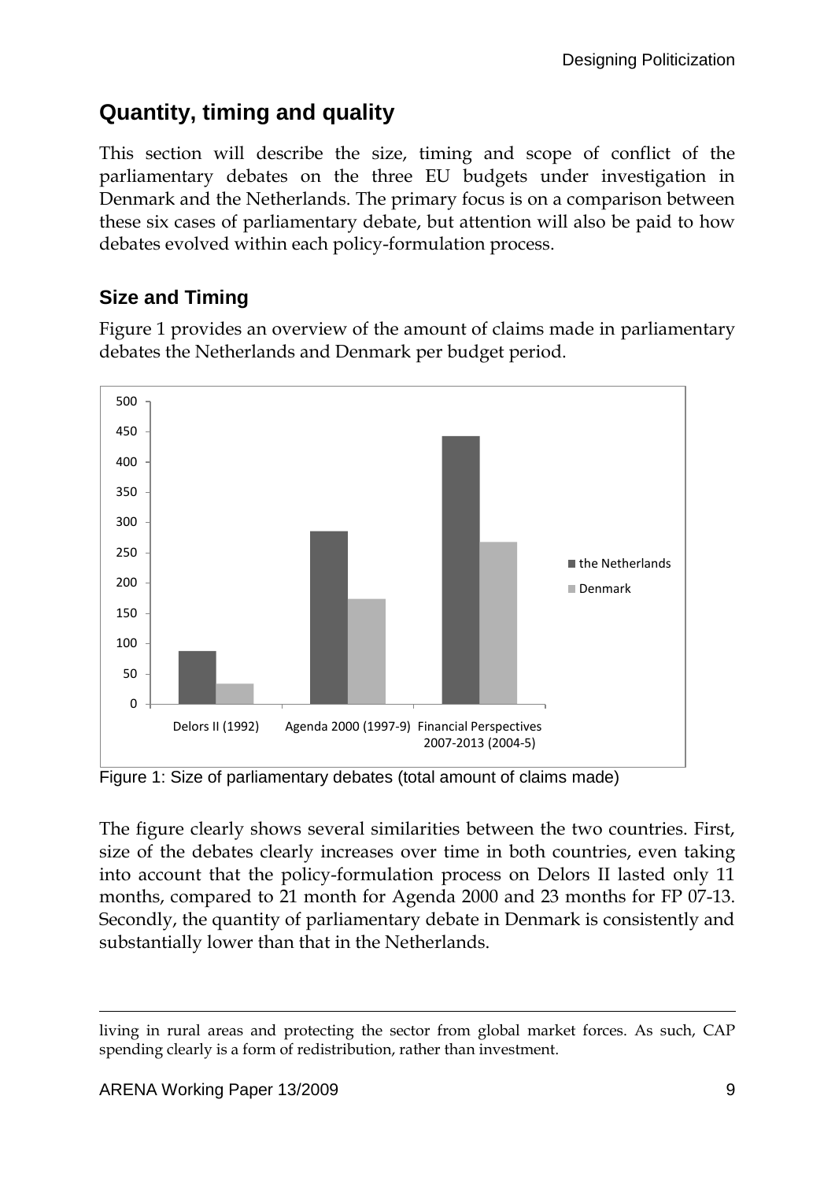## Quantity, timing and quality

This section will describe the size, timing and scope of conflict of the parliamentary debates on the three EU budgets under investigation in Denmark and the Netherlands. The primary focus is on a comparison between these six cases of parliamentary debate, but attention will also be paid to how debates evolved within each policy-formulation process.

### Size and Timing

Figure 1 provides an overview of the amount of claims made in parliamentary debates the Netherlands and Denmark per budget period.

Figure 1: Size of parliamentary debates (total amount of claims made)

The figure clearly shows several similarities between the two countries. First, size of the debates clearly increases over time in both countries, even taking into account that the policy-formulation process on Delors II lasted only 11 months, compared to 21 month for Agenda 2000 and 23 months for FP 07-13. Secondly, the quantity of parliamentary debate in Denmark is consistently and substantially lower than that in the Netherlands.

---

living in rural areas and protecting the sector from global market forces. As such, CAP spending clearly is a form of redistribution, rather than investment.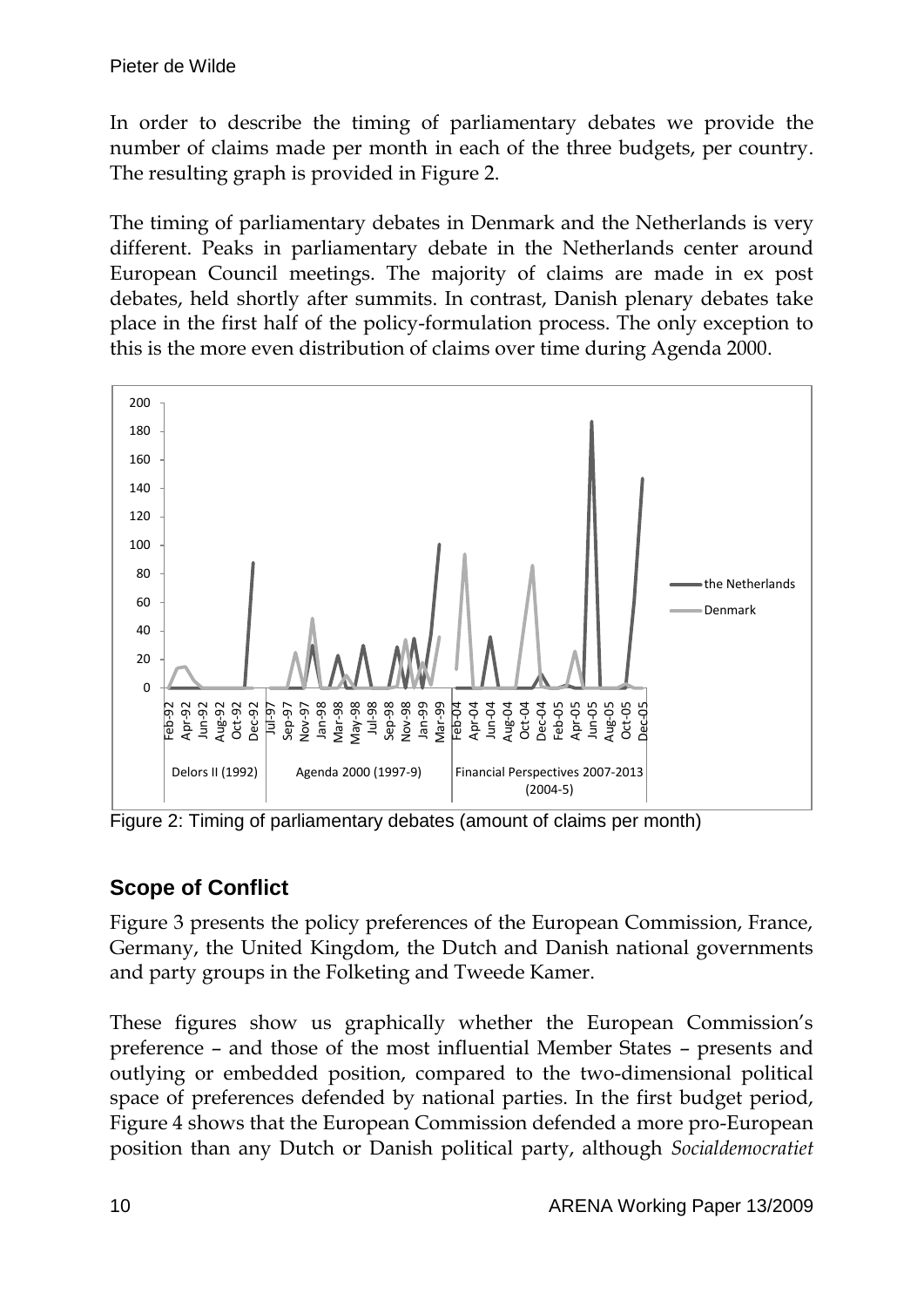In order to describe the timing of parliamentary debates we provide the number of claims made per month in each of the three budgets, per country. The resulting graph is provided in Figure 2.

The timing of parliamentary debates in Denmark and the Netherlands is very different. Peaks in parliamentary debate in the Netherlands center around European Council meetings. The majority of claims are made in ex post debates, held shortly after summits. In contrast, Danish plenary debates take place in the first half of the policy-formulation process. The only exception to this is the more even distribution of claims over time during Agenda 2000.

Figure 2: Timing of parliamentary debates (amount of claims per month)

## Scope of Conflict

Figure 3 presents the policy preferences of the European Commission, France, Germany, the United Kingdom, the Dutch and Danish national governments and party groups in the Folketing and Tweede Kamer.

These figures show us graphically whether the European Commission's preference – and those of the most influential Member States – presents and outlying or embedded position, compared to the two-dimensional political space of preferences defended by national parties. In the first budget period, Figure 4 shows that the European Commission defended a more pro-European position than any Dutch or Danish political party, although *Socialdemocratiet*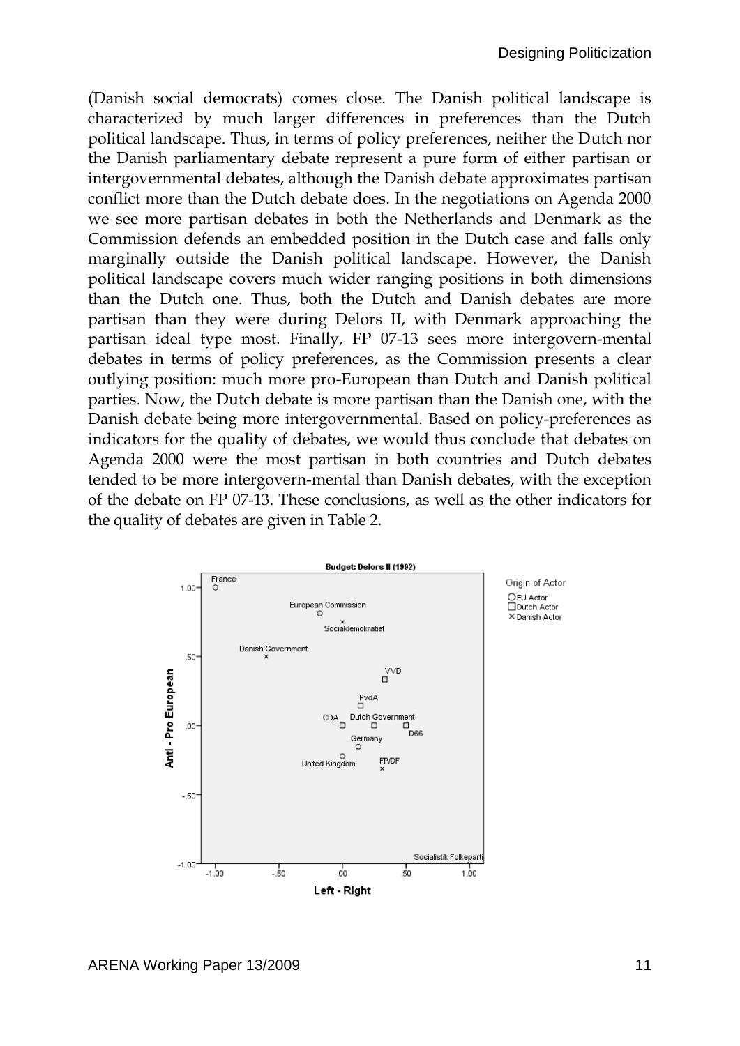(Danish social democrats) comes close. The Danish political landscape is characterized by much larger differences in preferences than the Dutch political landscape. Thus, in terms of policy preferences, neither the Dutch nor the Danish parliamentary debate represent a pure form of either partisan or intergovernmental debates, although the Danish debate approximates partisan conflict more than the Dutch debate does. In the negotiations on Agenda 2000 we see more partisan debates in both the Netherlands and Denmark as the Commission defends an embedded position in the Dutch case and falls only marginally outside the Danish political landscape. However, the Danish political landscape covers much wider ranging positions in both dimensions than the Dutch one. Thus, both the Dutch and Danish debates are more partisan than they were during Delors II, with Denmark approaching the partisan ideal type most. Finally, FP 07-13 sees more intergovern-mental debates in terms of policy preferences, as the Commission presents a clear outlying position: much more pro-European than Dutch and Danish political parties. Now, the Dutch debate is more partisan than the Danish one, with the Danish debate being more intergovernmental. Based on policy-preferences as indicators for the quality of debates, we would thus conclude that debates on Agenda 2000 were the most partisan in both countries and Dutch debates tended to be more intergovern-mental than Danish debates, with the exception of the debate on FP 07-13. These conclusions, as well as the other indicators for the quality of debates are given in Table 2.

**Budget: Delors II (1992)**

Origin of Actor: ○ EU Actor; □ Dutch Actor; × Danish Actor

Y-axis: Anti - Pro European (-1.00 to 1.00); X-axis: Left - Right (-1.00 to 1.00)

Actors plotted: France, European Commission, Socialdemokratiet, Danish Government, VVD, PvdA, CDA, Dutch Government, D66, Germany, United Kingdom, FP/DF, Socialistik Folkeparti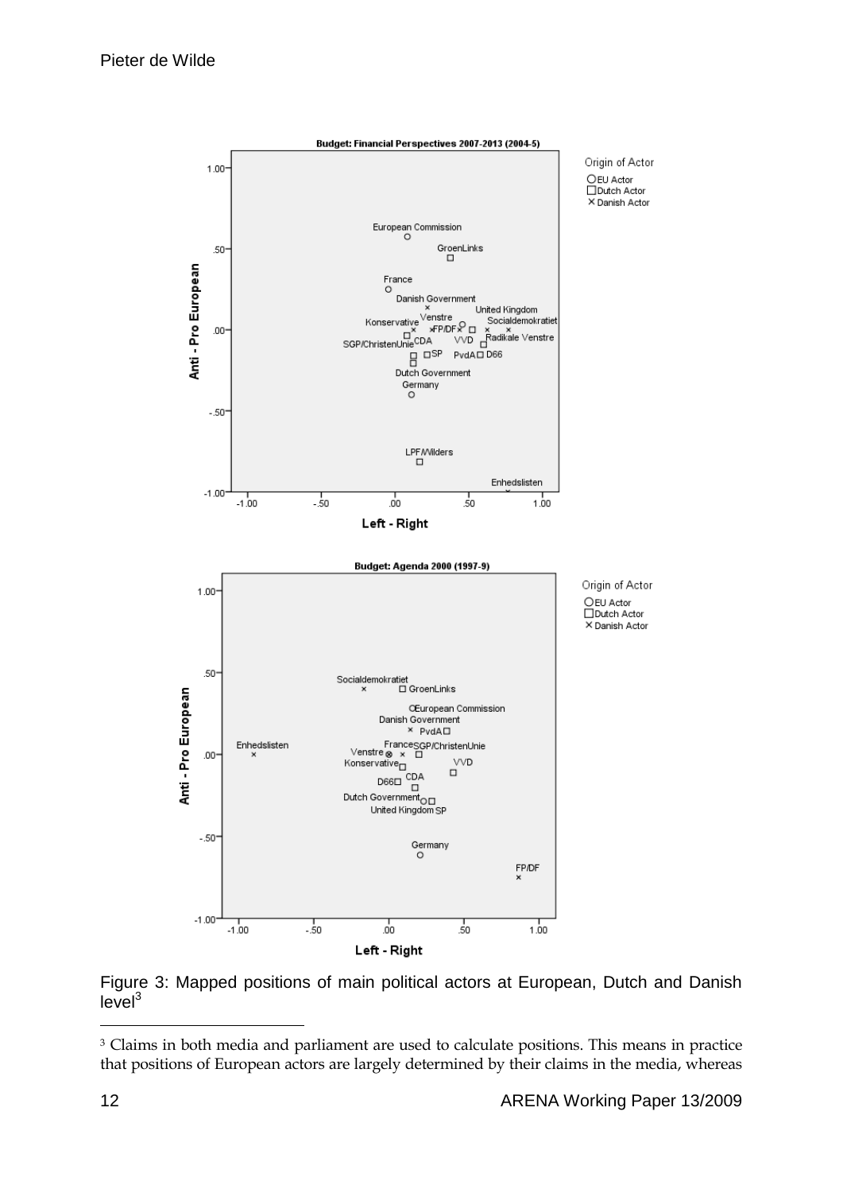Figure 3: Mapped positions of main political actors at European, Dutch and Danish level[3]

[3] Claims in both media and parliament are used to calculate positions. This means in practice that positions of European actors are largely determined by their claims in the media, whereas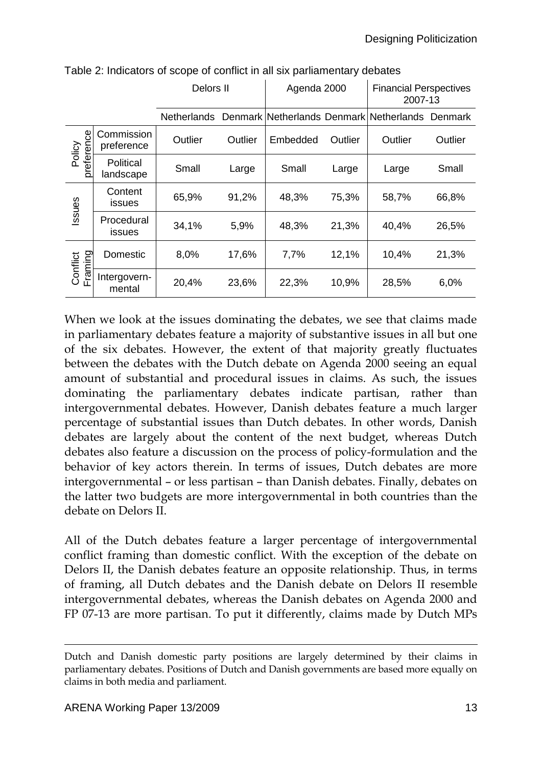Table 2: Indicators of scope of conflict in all six parliamentary debates

| | | Delors II | | Agenda 2000 | | Financial Perspectives 2007-13 | |
|---|---|---|---|---|---|---|---|
| | | Netherlands | Denmark | Netherlands | Denmark | Netherlands | Denmark |
| Policy preference | Commission preference | Outlier | Outlier | Embedded | Outlier | Outlier | Outlier |
| | Political landscape | Small | Large | Small | Large | Large | Small |
| Issues | Content issues | 65,9% | 91,2% | 48,3% | 75,3% | 58,7% | 66,8% |
| | Procedural issues | 34,1% | 5,9% | 48,3% | 21,3% | 40,4% | 26,5% |
| Conflict Framing | Domestic | 8,0% | 17,6% | 7,7% | 12,1% | 10,4% | 21,3% |
| | Intergovern-mental | 20,4% | 23,6% | 22,3% | 10,9% | 28,5% | 6,0% |

When we look at the issues dominating the debates, we see that claims made in parliamentary debates feature a majority of substantive issues in all but one of the six debates. However, the extent of that majority greatly fluctuates between the debates with the Dutch debate on Agenda 2000 seeing an equal amount of substantial and procedural issues in claims. As such, the issues dominating the parliamentary debates indicate partisan, rather than intergovernmental debates. However, Danish debates feature a much larger percentage of substantial issues than Dutch debates. In other words, Danish debates are largely about the content of the next budget, whereas Dutch debates also feature a discussion on the process of policy-formulation and the behavior of key actors therein. In terms of issues, Dutch debates are more intergovernmental – or less partisan – than Danish debates. Finally, debates on the latter two budgets are more intergovernmental in both countries than the debate on Delors II.

All of the Dutch debates feature a larger percentage of intergovernmental conflict framing than domestic conflict. With the exception of the debate on Delors II, the Danish debates feature an opposite relationship. Thus, in terms of framing, all Dutch debates and the Danish debate on Delors II resemble intergovernmental debates, whereas the Danish debates on Agenda 2000 and FP 07-13 are more partisan. To put it differently, claims made by Dutch MPs

---

Dutch and Danish domestic party positions are largely determined by their claims in parliamentary debates. Positions of Dutch and Danish governments are based more equally on claims in both media and parliament.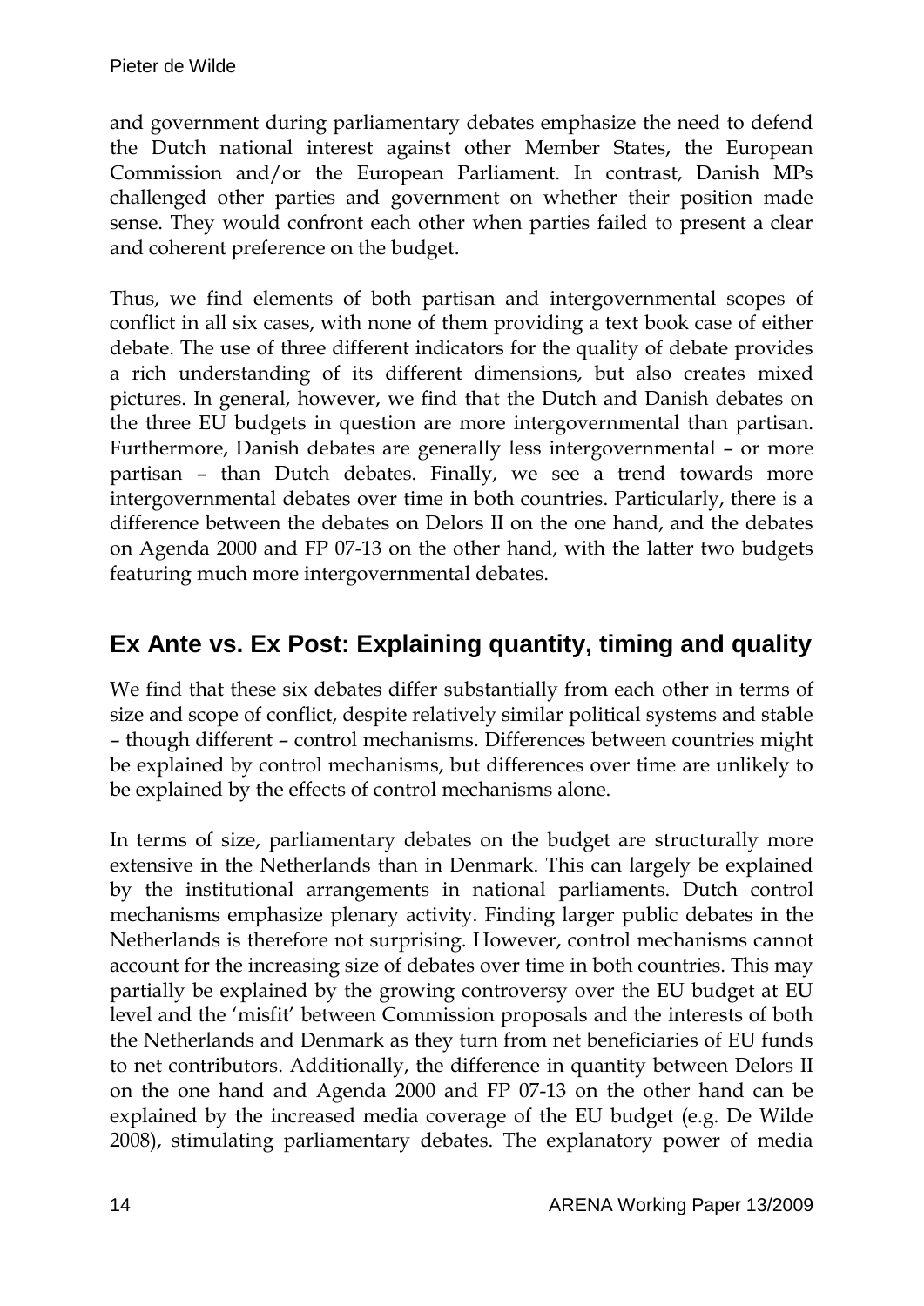and government during parliamentary debates emphasize the need to defend the Dutch national interest against other Member States, the European Commission and/or the European Parliament. In contrast, Danish MPs challenged other parties and government on whether their position made sense. They would confront each other when parties failed to present a clear and coherent preference on the budget.

Thus, we find elements of both partisan and intergovernmental scopes of conflict in all six cases, with none of them providing a text book case of either debate. The use of three different indicators for the quality of debate provides a rich understanding of its different dimensions, but also creates mixed pictures. In general, however, we find that the Dutch and Danish debates on the three EU budgets in question are more intergovernmental than partisan. Furthermore, Danish debates are generally less intergovernmental – or more partisan – than Dutch debates. Finally, we see a trend towards more intergovernmental debates over time in both countries. Particularly, there is a difference between the debates on Delors II on the one hand, and the debates on Agenda 2000 and FP 07-13 on the other hand, with the latter two budgets featuring much more intergovernmental debates.

## Ex Ante vs. Ex Post: Explaining quantity, timing and quality

We find that these six debates differ substantially from each other in terms of size and scope of conflict, despite relatively similar political systems and stable – though different – control mechanisms. Differences between countries might be explained by control mechanisms, but differences over time are unlikely to be explained by the effects of control mechanisms alone.

In terms of size, parliamentary debates on the budget are structurally more extensive in the Netherlands than in Denmark. This can largely be explained by the institutional arrangements in national parliaments. Dutch control mechanisms emphasize plenary activity. Finding larger public debates in the Netherlands is therefore not surprising. However, control mechanisms cannot account for the increasing size of debates over time in both countries. This may partially be explained by the growing controversy over the EU budget at EU level and the 'misfit' between Commission proposals and the interests of both the Netherlands and Denmark as they turn from net beneficiaries of EU funds to net contributors. Additionally, the difference in quantity between Delors II on the one hand and Agenda 2000 and FP 07-13 on the other hand can be explained by the increased media coverage of the EU budget (e.g. De Wilde 2008), stimulating parliamentary debates. The explanatory power of media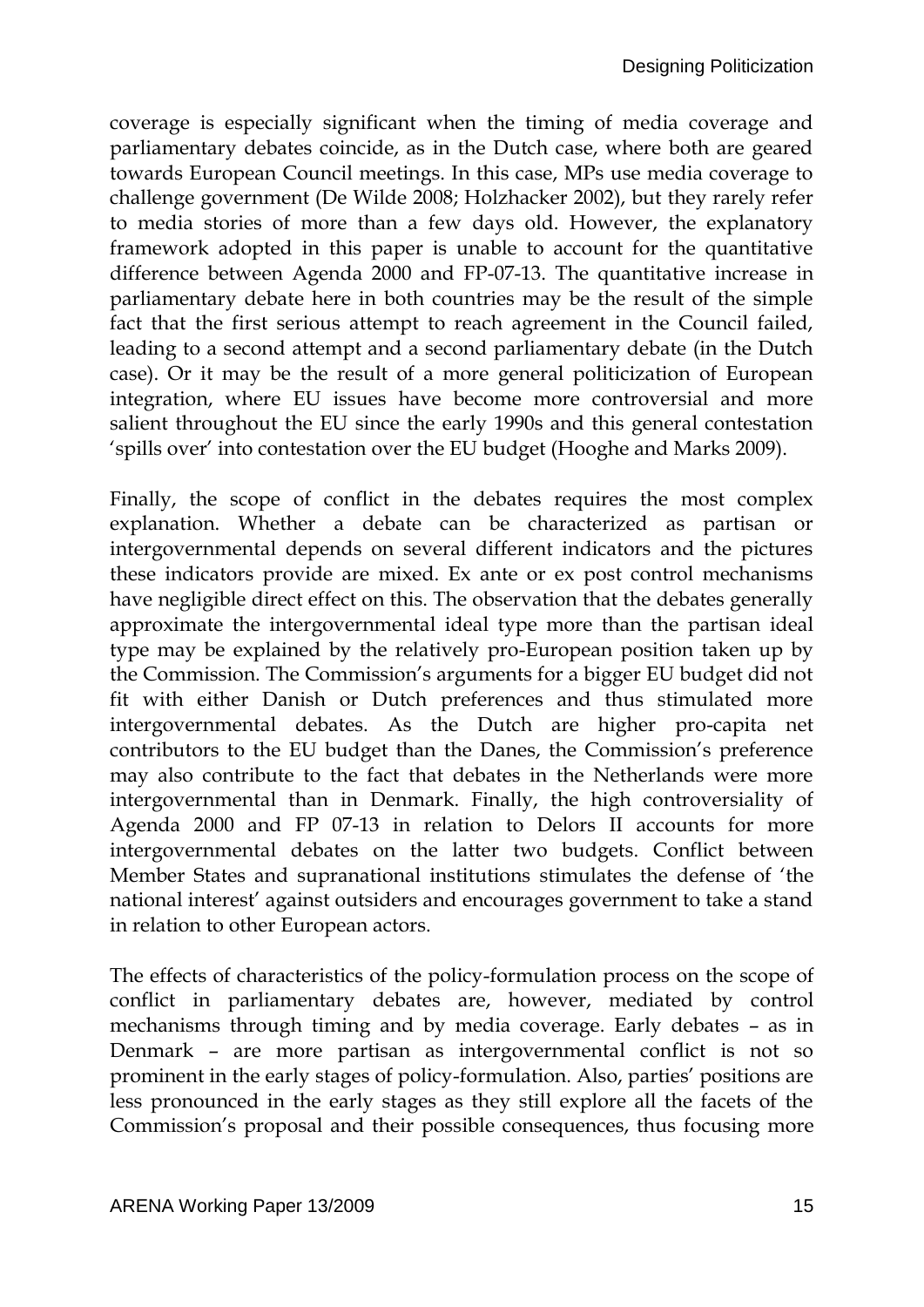coverage is especially significant when the timing of media coverage and parliamentary debates coincide, as in the Dutch case, where both are geared towards European Council meetings. In this case, MPs use media coverage to challenge government (De Wilde 2008; Holzhacker 2002), but they rarely refer to media stories of more than a few days old. However, the explanatory framework adopted in this paper is unable to account for the quantitative difference between Agenda 2000 and FP-07-13. The quantitative increase in parliamentary debate here in both countries may be the result of the simple fact that the first serious attempt to reach agreement in the Council failed, leading to a second attempt and a second parliamentary debate (in the Dutch case). Or it may be the result of a more general politicization of European integration, where EU issues have become more controversial and more salient throughout the EU since the early 1990s and this general contestation 'spills over' into contestation over the EU budget (Hooghe and Marks 2009).

Finally, the scope of conflict in the debates requires the most complex explanation. Whether a debate can be characterized as partisan or intergovernmental depends on several different indicators and the pictures these indicators provide are mixed. Ex ante or ex post control mechanisms have negligible direct effect on this. The observation that the debates generally approximate the intergovernmental ideal type more than the partisan ideal type may be explained by the relatively pro-European position taken up by the Commission. The Commission's arguments for a bigger EU budget did not fit with either Danish or Dutch preferences and thus stimulated more intergovernmental debates. As the Dutch are higher pro-capita net contributors to the EU budget than the Danes, the Commission's preference may also contribute to the fact that debates in the Netherlands were more intergovernmental than in Denmark. Finally, the high controversiality of Agenda 2000 and FP 07-13 in relation to Delors II accounts for more intergovernmental debates on the latter two budgets. Conflict between Member States and supranational institutions stimulates the defense of 'the national interest' against outsiders and encourages government to take a stand in relation to other European actors.

The effects of characteristics of the policy-formulation process on the scope of conflict in parliamentary debates are, however, mediated by control mechanisms through timing and by media coverage. Early debates – as in Denmark – are more partisan as intergovernmental conflict is not so prominent in the early stages of policy-formulation. Also, parties' positions are less pronounced in the early stages as they still explore all the facets of the Commission's proposal and their possible consequences, thus focusing more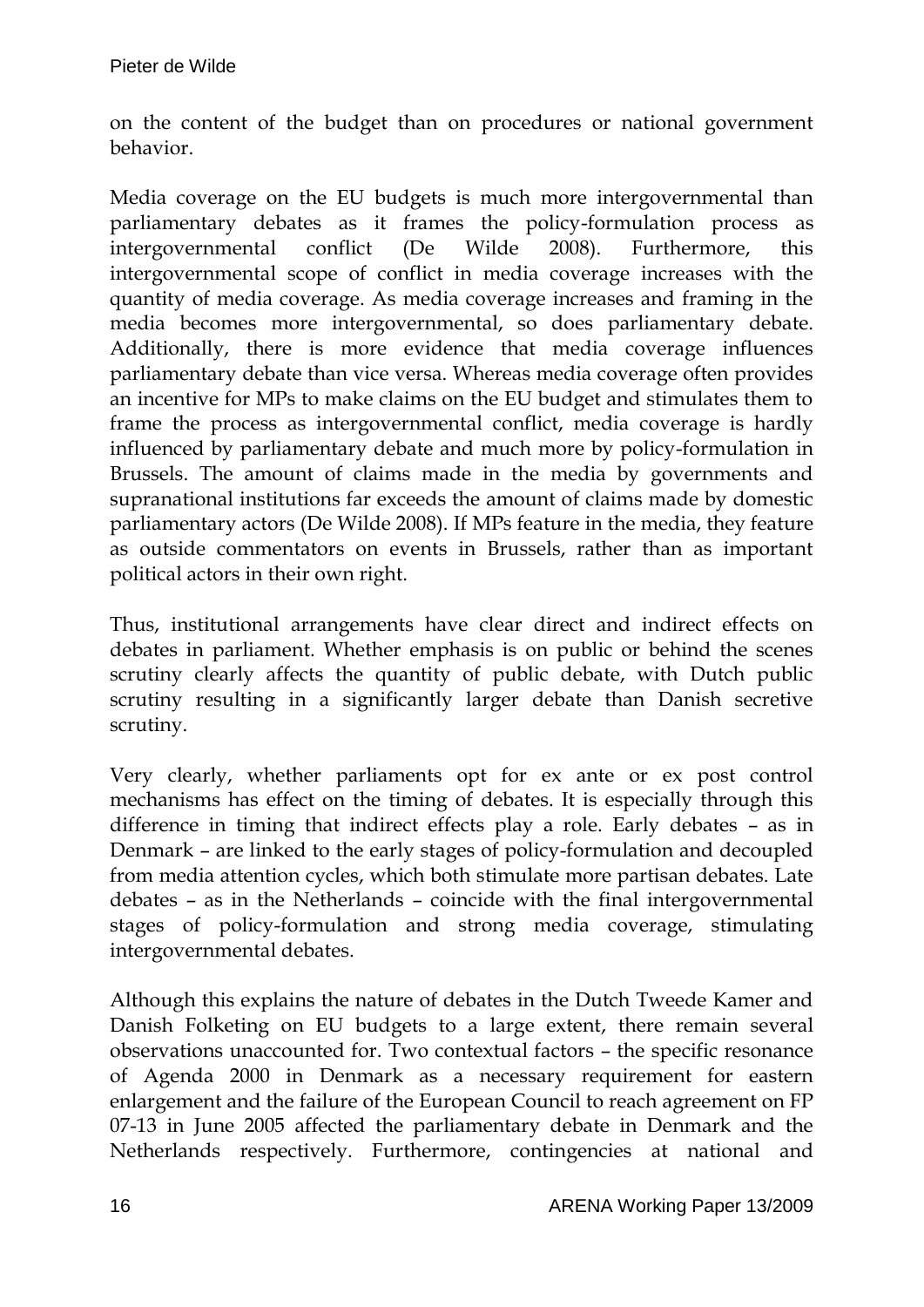on the content of the budget than on procedures or national government behavior.

Media coverage on the EU budgets is much more intergovernmental than parliamentary debates as it frames the policy-formulation process as intergovernmental conflict (De Wilde 2008). Furthermore, this intergovernmental scope of conflict in media coverage increases with the quantity of media coverage. As media coverage increases and framing in the media becomes more intergovernmental, so does parliamentary debate. Additionally, there is more evidence that media coverage influences parliamentary debate than vice versa. Whereas media coverage often provides an incentive for MPs to make claims on the EU budget and stimulates them to frame the process as intergovernmental conflict, media coverage is hardly influenced by parliamentary debate and much more by policy-formulation in Brussels. The amount of claims made in the media by governments and supranational institutions far exceeds the amount of claims made by domestic parliamentary actors (De Wilde 2008). If MPs feature in the media, they feature as outside commentators on events in Brussels, rather than as important political actors in their own right.

Thus, institutional arrangements have clear direct and indirect effects on debates in parliament. Whether emphasis is on public or behind the scenes scrutiny clearly affects the quantity of public debate, with Dutch public scrutiny resulting in a significantly larger debate than Danish secretive scrutiny.

Very clearly, whether parliaments opt for ex ante or ex post control mechanisms has effect on the timing of debates. It is especially through this difference in timing that indirect effects play a role. Early debates – as in Denmark – are linked to the early stages of policy-formulation and decoupled from media attention cycles, which both stimulate more partisan debates. Late debates – as in the Netherlands – coincide with the final intergovernmental stages of policy-formulation and strong media coverage, stimulating intergovernmental debates.

Although this explains the nature of debates in the Dutch Tweede Kamer and Danish Folketing on EU budgets to a large extent, there remain several observations unaccounted for. Two contextual factors – the specific resonance of Agenda 2000 in Denmark as a necessary requirement for eastern enlargement and the failure of the European Council to reach agreement on FP 07-13 in June 2005 affected the parliamentary debate in Denmark and the Netherlands respectively. Furthermore, contingencies at national and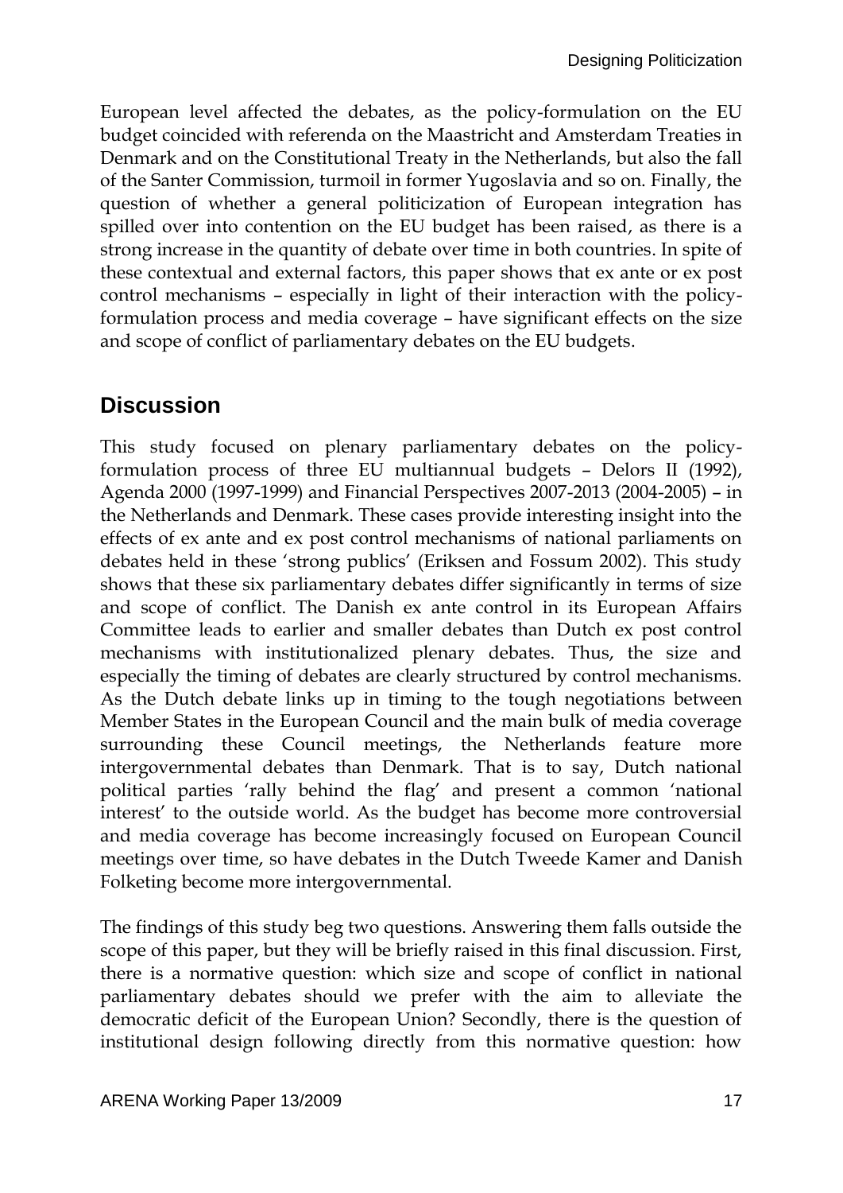European level affected the debates, as the policy-formulation on the EU budget coincided with referenda on the Maastricht and Amsterdam Treaties in Denmark and on the Constitutional Treaty in the Netherlands, but also the fall of the Santer Commission, turmoil in former Yugoslavia and so on. Finally, the question of whether a general politicization of European integration has spilled over into contention on the EU budget has been raised, as there is a strong increase in the quantity of debate over time in both countries. In spite of these contextual and external factors, this paper shows that ex ante or ex post control mechanisms – especially in light of their interaction with the policy-formulation process and media coverage – have significant effects on the size and scope of conflict of parliamentary debates on the EU budgets.

## Discussion

This study focused on plenary parliamentary debates on the policy-formulation process of three EU multiannual budgets – Delors II (1992), Agenda 2000 (1997-1999) and Financial Perspectives 2007-2013 (2004-2005) – in the Netherlands and Denmark. These cases provide interesting insight into the effects of ex ante and ex post control mechanisms of national parliaments on debates held in these 'strong publics' (Eriksen and Fossum 2002). This study shows that these six parliamentary debates differ significantly in terms of size and scope of conflict. The Danish ex ante control in its European Affairs Committee leads to earlier and smaller debates than Dutch ex post control mechanisms with institutionalized plenary debates. Thus, the size and especially the timing of debates are clearly structured by control mechanisms. As the Dutch debate links up in timing to the tough negotiations between Member States in the European Council and the main bulk of media coverage surrounding these Council meetings, the Netherlands feature more intergovernmental debates than Denmark. That is to say, Dutch national political parties 'rally behind the flag' and present a common 'national interest' to the outside world. As the budget has become more controversial and media coverage has become increasingly focused on European Council meetings over time, so have debates in the Dutch Tweede Kamer and Danish Folketing become more intergovernmental.

The findings of this study beg two questions. Answering them falls outside the scope of this paper, but they will be briefly raised in this final discussion. First, there is a normative question: which size and scope of conflict in national parliamentary debates should we prefer with the aim to alleviate the democratic deficit of the European Union? Secondly, there is the question of institutional design following directly from this normative question: how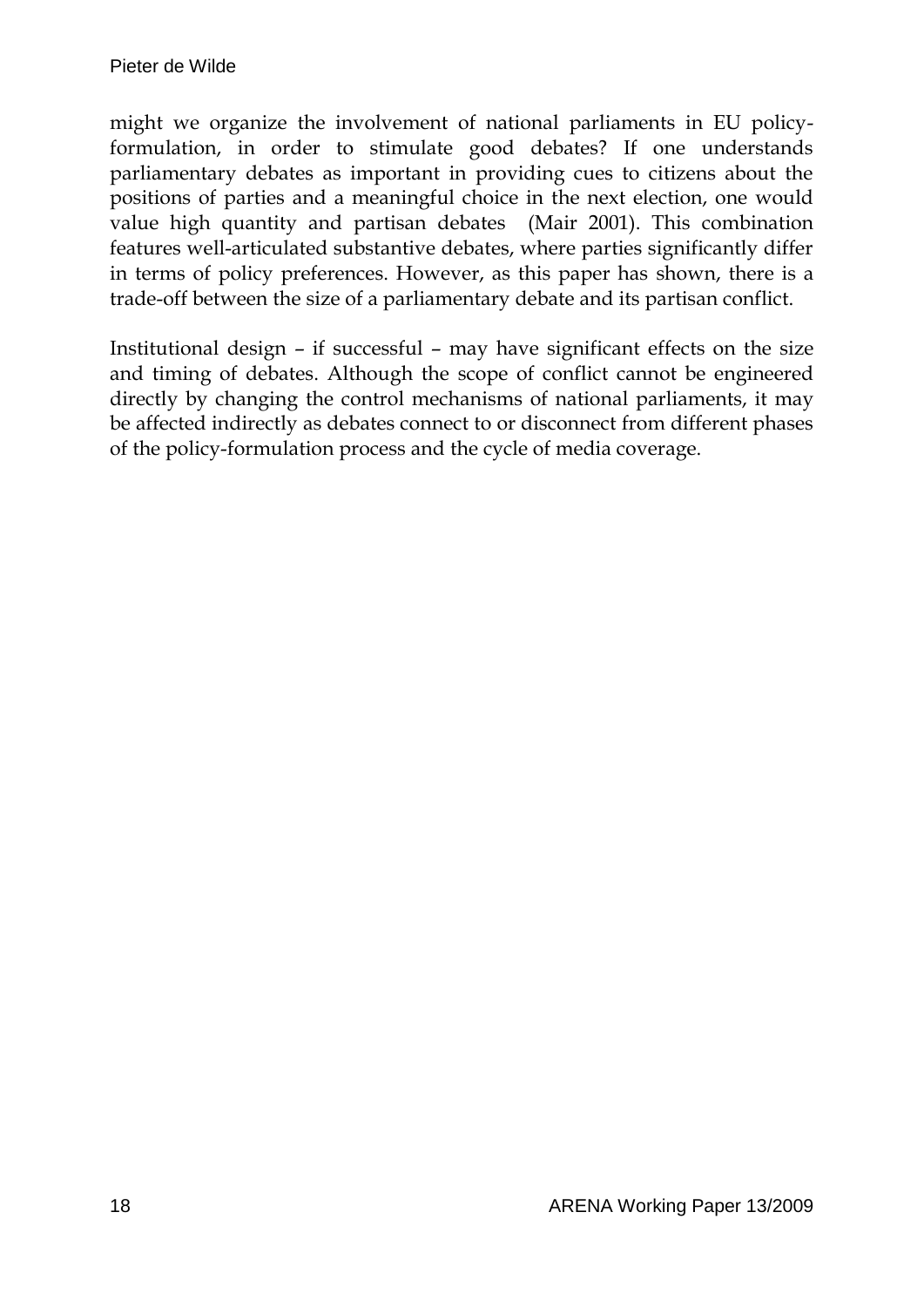might we organize the involvement of national parliaments in EU policy-formulation, in order to stimulate good debates? If one understands parliamentary debates as important in providing cues to citizens about the positions of parties and a meaningful choice in the next election, one would value high quantity and partisan debates (Mair 2001). This combination features well-articulated substantive debates, where parties significantly differ in terms of policy preferences. However, as this paper has shown, there is a trade-off between the size of a parliamentary debate and its partisan conflict.

Institutional design – if successful – may have significant effects on the size and timing of debates. Although the scope of conflict cannot be engineered directly by changing the control mechanisms of national parliaments, it may be affected indirectly as debates connect to or disconnect from different phases of the policy-formulation process and the cycle of media coverage.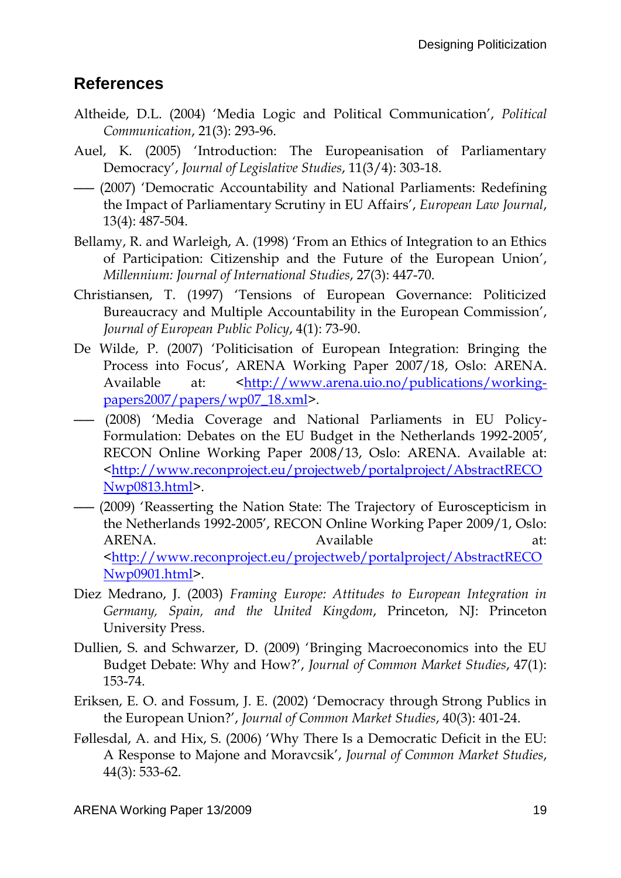## References

Altheide, D.L. (2004) 'Media Logic and Political Communication', *Political Communication*, 21(3): 293-96.

Auel, K. (2005) 'Introduction: The Europeanisation of Parliamentary Democracy', *Journal of Legislative Studies*, 11(3/4): 303-18.

—— (2007) 'Democratic Accountability and National Parliaments: Redefining the Impact of Parliamentary Scrutiny in EU Affairs', *European Law Journal*, 13(4): 487-504.

Bellamy, R. and Warleigh, A. (1998) 'From an Ethics of Integration to an Ethics of Participation: Citizenship and the Future of the European Union', *Millennium: Journal of International Studies*, 27(3): 447-70.

Christiansen, T. (1997) 'Tensions of European Governance: Politicized Bureaucracy and Multiple Accountability in the European Commission', *Journal of European Public Policy*, 4(1): 73-90.

De Wilde, P. (2007) 'Politicisation of European Integration: Bringing the Process into Focus', ARENA Working Paper 2007/18, Oslo: ARENA. Available at: <http://www.arena.uio.no/publications/working-papers2007/papers/wp07_18.xml>.

—— (2008) 'Media Coverage and National Parliaments in EU Policy-Formulation: Debates on the EU Budget in the Netherlands 1992-2005', RECON Online Working Paper 2008/13, Oslo: ARENA. Available at: <http://www.reconproject.eu/projectweb/portalproject/AbstractRECONwp0813.html>.

—— (2009) 'Reasserting the Nation State: The Trajectory of Euroscepticism in the Netherlands 1992-2005', RECON Online Working Paper 2009/1, Oslo: ARENA. Available at: <http://www.reconproject.eu/projectweb/portalproject/AbstractRECONwp0901.html>.

Diez Medrano, J. (2003) *Framing Europe: Attitudes to European Integration in Germany, Spain, and the United Kingdom*, Princeton, NJ: Princeton University Press.

Dullien, S. and Schwarzer, D. (2009) 'Bringing Macroeconomics into the EU Budget Debate: Why and How?', *Journal of Common Market Studies*, 47(1): 153-74.

Eriksen, E. O. and Fossum, J. E. (2002) 'Democracy through Strong Publics in the European Union?', *Journal of Common Market Studies*, 40(3): 401-24.

Føllesdal, A. and Hix, S. (2006) 'Why There Is a Democratic Deficit in the EU: A Response to Majone and Moravcsik', *Journal of Common Market Studies*, 44(3): 533-62.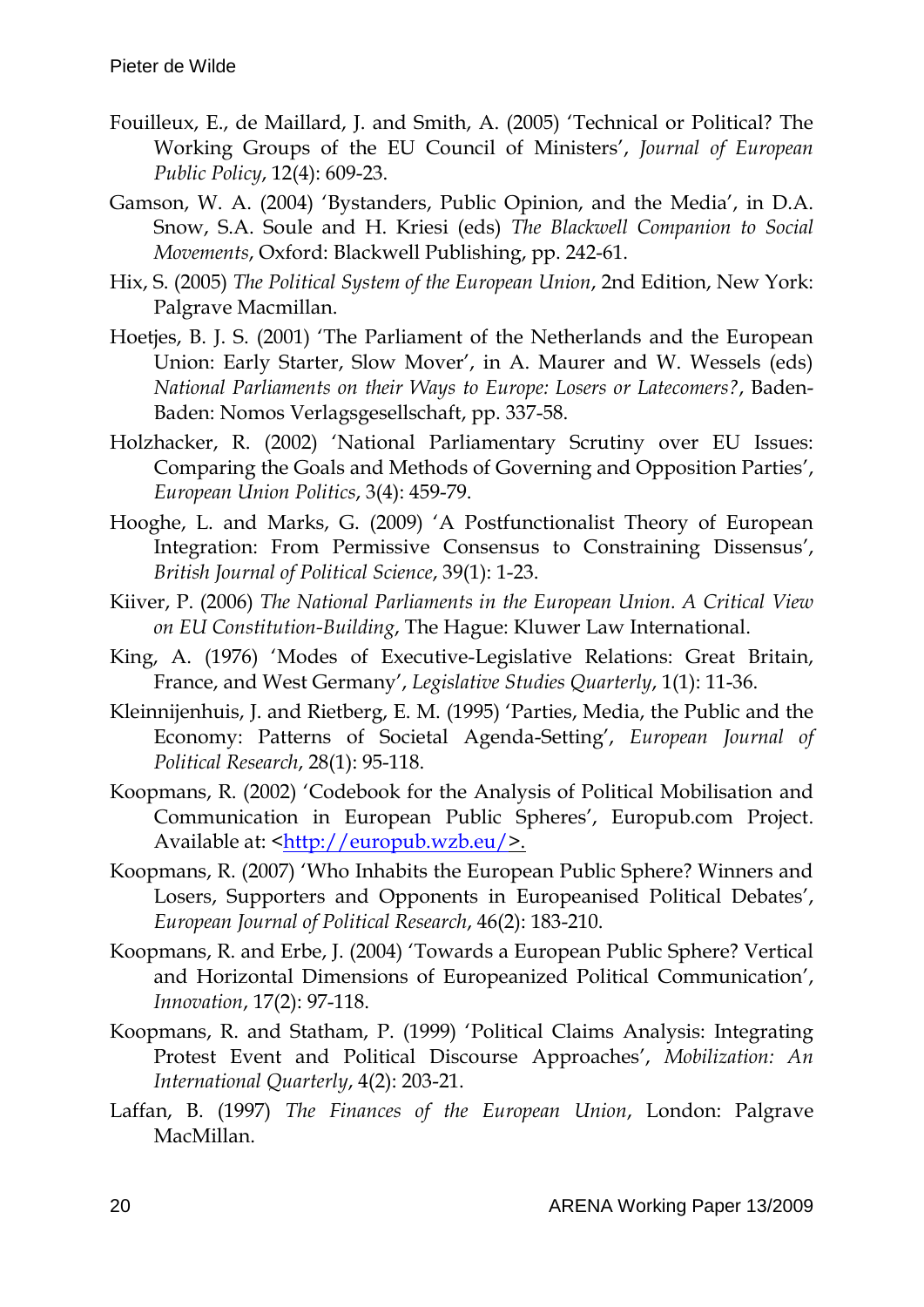Fouilleux, E., de Maillard, J. and Smith, A. (2005) 'Technical or Political? The Working Groups of the EU Council of Ministers', *Journal of European Public Policy*, 12(4): 609-23.

Gamson, W. A. (2004) 'Bystanders, Public Opinion, and the Media', in D.A. Snow, S.A. Soule and H. Kriesi (eds) *The Blackwell Companion to Social Movements*, Oxford: Blackwell Publishing, pp. 242-61.

Hix, S. (2005) *The Political System of the European Union*, 2nd Edition, New York: Palgrave Macmillan.

Hoetjes, B. J. S. (2001) 'The Parliament of the Netherlands and the European Union: Early Starter, Slow Mover', in A. Maurer and W. Wessels (eds) *National Parliaments on their Ways to Europe: Losers or Latecomers?*, Baden-Baden: Nomos Verlagsgesellschaft, pp. 337-58.

Holzhacker, R. (2002) 'National Parliamentary Scrutiny over EU Issues: Comparing the Goals and Methods of Governing and Opposition Parties', *European Union Politics*, 3(4): 459-79.

Hooghe, L. and Marks, G. (2009) 'A Postfunctionalist Theory of European Integration: From Permissive Consensus to Constraining Dissensus', *British Journal of Political Science*, 39(1): 1-23.

Kiiver, P. (2006) *The National Parliaments in the European Union. A Critical View on EU Constitution-Building*, The Hague: Kluwer Law International.

King, A. (1976) 'Modes of Executive-Legislative Relations: Great Britain, France, and West Germany', *Legislative Studies Quarterly*, 1(1): 11-36.

Kleinnijenhuis, J. and Rietberg, E. M. (1995) 'Parties, Media, the Public and the Economy: Patterns of Societal Agenda-Setting', *European Journal of Political Research*, 28(1): 95-118.

Koopmans, R. (2002) 'Codebook for the Analysis of Political Mobilisation and Communication in European Public Spheres', Europub.com Project. Available at: <http://europub.wzb.eu/>.

Koopmans, R. (2007) 'Who Inhabits the European Public Sphere? Winners and Losers, Supporters and Opponents in Europeanised Political Debates', *European Journal of Political Research*, 46(2): 183-210.

Koopmans, R. and Erbe, J. (2004) 'Towards a European Public Sphere? Vertical and Horizontal Dimensions of Europeanized Political Communication', *Innovation*, 17(2): 97-118.

Koopmans, R. and Statham, P. (1999) 'Political Claims Analysis: Integrating Protest Event and Political Discourse Approaches', *Mobilization: An International Quarterly*, 4(2): 203-21.

Laffan, B. (1997) *The Finances of the European Union*, London: Palgrave MacMillan.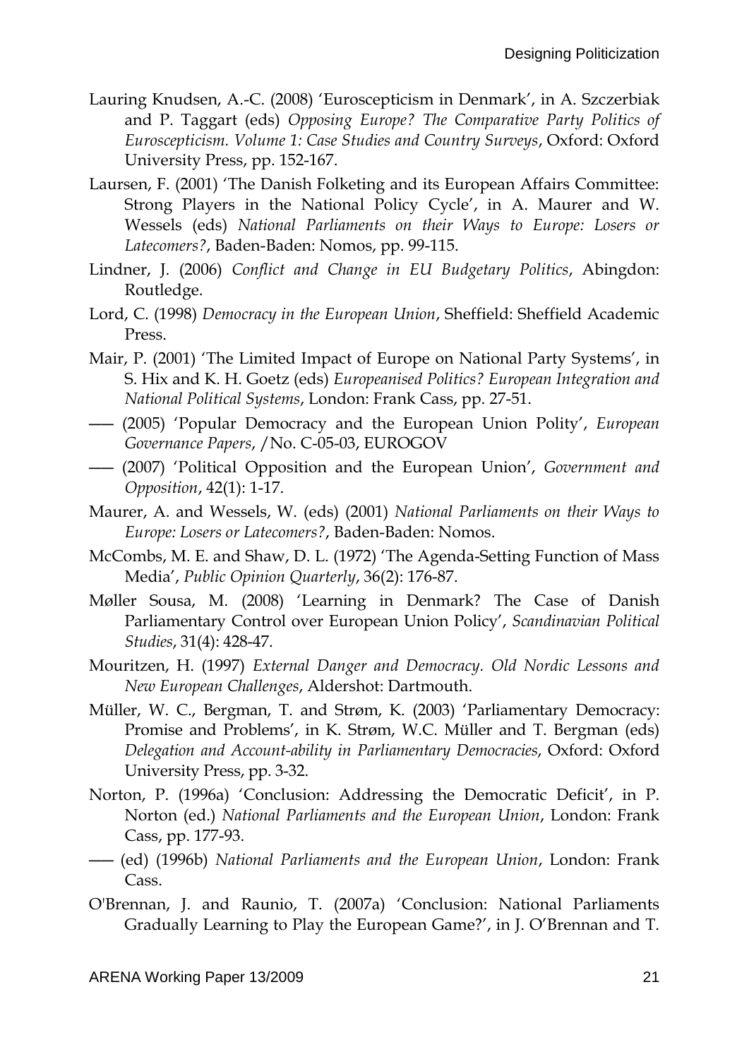Lauring Knudsen, A.-C. (2008) 'Euroscepticism in Denmark', in A. Szczerbiak and P. Taggart (eds) *Opposing Europe? The Comparative Party Politics of Euroscepticism. Volume 1: Case Studies and Country Surveys*, Oxford: Oxford University Press, pp. 152-167.

Laursen, F. (2001) 'The Danish Folketing and its European Affairs Committee: Strong Players in the National Policy Cycle', in A. Maurer and W. Wessels (eds) *National Parliaments on their Ways to Europe: Losers or Latecomers?*, Baden-Baden: Nomos, pp. 99-115.

Lindner, J. (2006) *Conflict and Change in EU Budgetary Politics*, Abingdon: Routledge.

Lord, C. (1998) *Democracy in the European Union*, Sheffield: Sheffield Academic Press.

Mair, P. (2001) 'The Limited Impact of Europe on National Party Systems', in S. Hix and K. H. Goetz (eds) *Europeanised Politics? European Integration and National Political Systems*, London: Frank Cass, pp. 27-51.

—— (2005) 'Popular Democracy and the European Union Polity', *European Governance Papers*, /No. C-05-03, EUROGOV

—— (2007) 'Political Opposition and the European Union', *Government and Opposition*, 42(1): 1-17.

Maurer, A. and Wessels, W. (eds) (2001) *National Parliaments on their Ways to Europe: Losers or Latecomers?*, Baden-Baden: Nomos.

McCombs, M. E. and Shaw, D. L. (1972) 'The Agenda-Setting Function of Mass Media', *Public Opinion Quarterly*, 36(2): 176-87.

Møller Sousa, M. (2008) 'Learning in Denmark? The Case of Danish Parliamentary Control over European Union Policy', *Scandinavian Political Studies*, 31(4): 428-47.

Mouritzen, H. (1997) *External Danger and Democracy. Old Nordic Lessons and New European Challenges*, Aldershot: Dartmouth.

Müller, W. C., Bergman, T. and Strøm, K. (2003) 'Parliamentary Democracy: Promise and Problems', in K. Strøm, W.C. Müller and T. Bergman (eds) *Delegation and Account-ability in Parliamentary Democracies*, Oxford: Oxford University Press, pp. 3-32.

Norton, P. (1996a) 'Conclusion: Addressing the Democratic Deficit', in P. Norton (ed.) *National Parliaments and the European Union*, London: Frank Cass, pp. 177-93.

—— (ed) (1996b) *National Parliaments and the European Union*, London: Frank Cass.

O'Brennan, J. and Raunio, T. (2007a) 'Conclusion: National Parliaments Gradually Learning to Play the European Game?', in J. O'Brennan and T.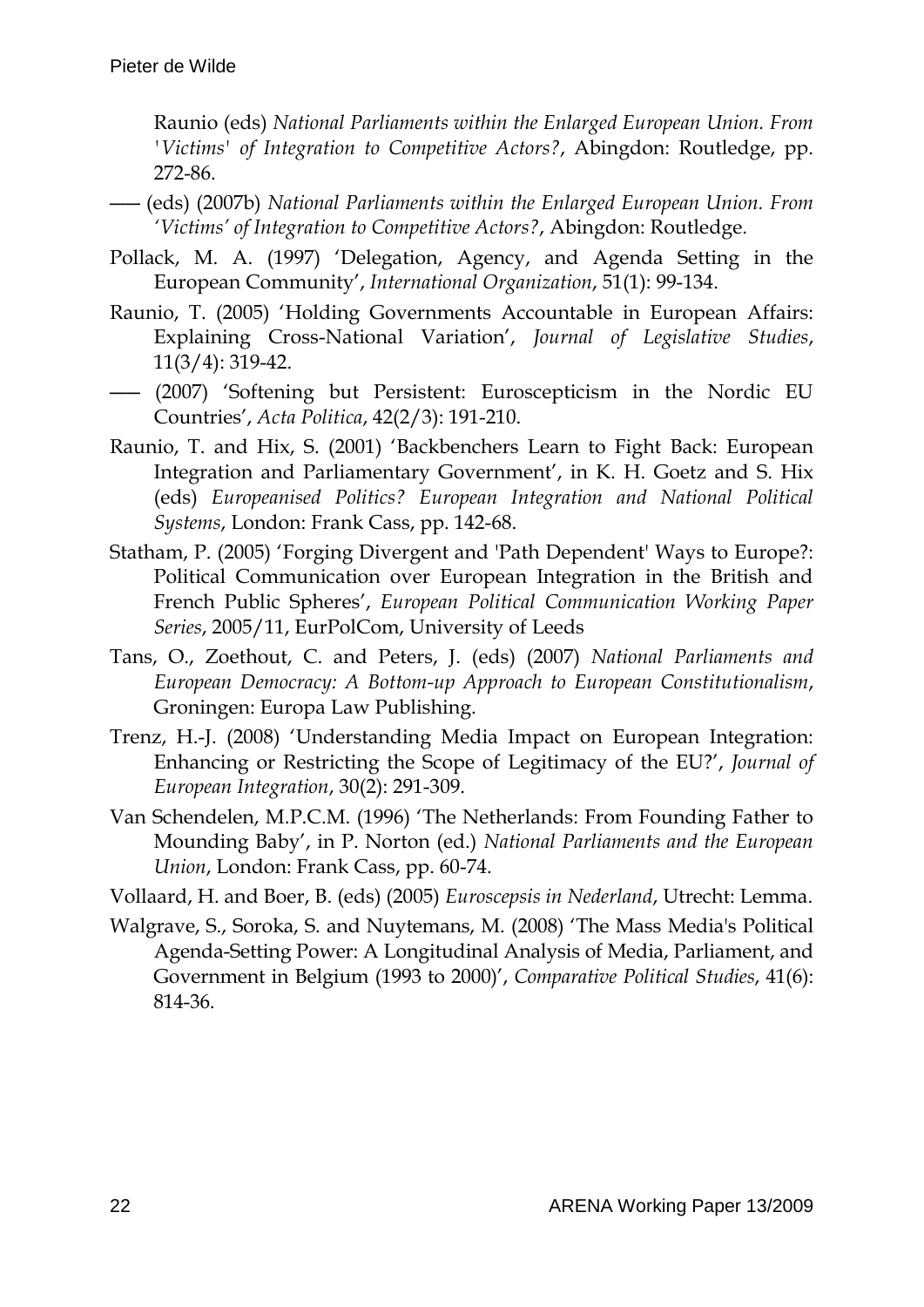Raunio (eds) *National Parliaments within the Enlarged European Union. From 'Victims' of Integration to Competitive Actors?*, Abingdon: Routledge, pp. 272-86.

—— (eds) (2007b) *National Parliaments within the Enlarged European Union. From 'Victims' of Integration to Competitive Actors?*, Abingdon: Routledge.

Pollack, M. A. (1997) 'Delegation, Agency, and Agenda Setting in the European Community', *International Organization*, 51(1): 99-134.

Raunio, T. (2005) 'Holding Governments Accountable in European Affairs: Explaining Cross-National Variation', *Journal of Legislative Studies*, 11(3/4): 319-42.

—— (2007) 'Softening but Persistent: Euroscepticism in the Nordic EU Countries', *Acta Politica*, 42(2/3): 191-210.

Raunio, T. and Hix, S. (2001) 'Backbenchers Learn to Fight Back: European Integration and Parliamentary Government', in K. H. Goetz and S. Hix (eds) *Europeanised Politics? European Integration and National Political Systems*, London: Frank Cass, pp. 142-68.

Statham, P. (2005) 'Forging Divergent and 'Path Dependent' Ways to Europe?: Political Communication over European Integration in the British and French Public Spheres', *European Political Communication Working Paper Series*, 2005/11, EurPolCom, University of Leeds

Tans, O., Zoethout, C. and Peters, J. (eds) (2007) *National Parliaments and European Democracy: A Bottom-up Approach to European Constitutionalism*, Groningen: Europa Law Publishing.

Trenz, H.-J. (2008) 'Understanding Media Impact on European Integration: Enhancing or Restricting the Scope of Legitimacy of the EU?', *Journal of European Integration*, 30(2): 291-309.

Van Schendelen, M.P.C.M. (1996) 'The Netherlands: From Founding Father to Mounding Baby', in P. Norton (ed.) *National Parliaments and the European Union*, London: Frank Cass, pp. 60-74.

Vollaard, H. and Boer, B. (eds) (2005) *Euroscepsis in Nederland*, Utrecht: Lemma.

Walgrave, S., Soroka, S. and Nuytemans, M. (2008) 'The Mass Media's Political Agenda-Setting Power: A Longitudinal Analysis of Media, Parliament, and Government in Belgium (1993 to 2000)', *Comparative Political Studies*, 41(6): 814-36.